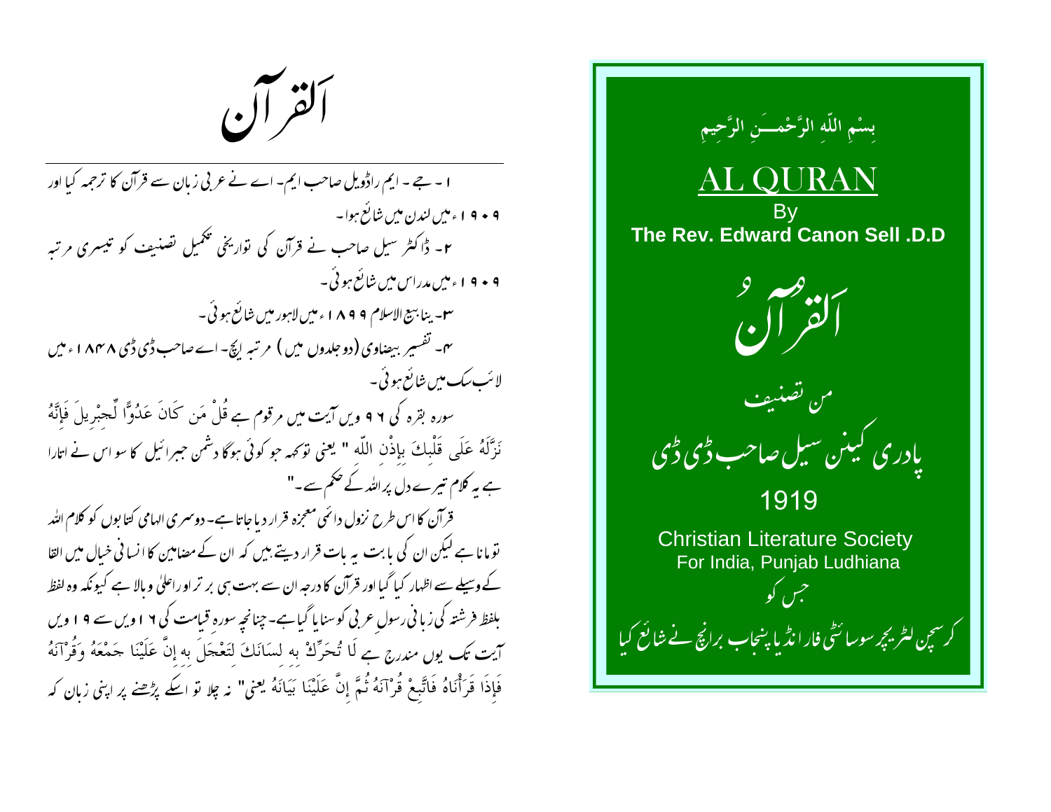بِسْمِ اللّهِ الرَّحْمَنِ الرَّحِيمِ

# AL QURAN

By

**The Rev. Edward Canon Sell .D.D**

# اَلقرآنُ

من تصنیف

پادری کینن سیل صاحب ڈی ڈی

1919

Christian Literature Society
For India, Punjab Ludhiana

جس کو

کرسچن لٹریچر سوسائٹی فار انڈیا پنجاب برانچ نے شائع کیا

# اَلقرآن

۱۔ جے۔ ایم راڈویل صاحب ایم۔ اے نے عربی زبان سے قرآن کا ترجمہ کیا اور ۱۹۰۹ء میں لندن میں شائع ہوا۔

۲۔ ڈاکٹر سیل صاحب نے قرآن کی تواریخی تکمیل تصنیف کو تیسری مرتبہ ۱۹۰۹ء میں مدراس میں شائع ہوئی۔

۳۔ ینابیع الاسلام ۱۸۹۹ء میں لاہور میں شائع ہوئی۔

۴۔ تفسیر بیضاوی (دو جلدوں میں ) مرتبہ ایچ۔ اے صاحب ڈی ڈی ۱۸۴۸ء میں لائپ سک میں شائع ہوئی۔

سورہ بقرہ کی ۹۶ ویں آیت میں مرقوم ہے قُلْ مَن كَانَ عَدُوًّا لِّجِبْرِيلَ فَإِنَّهُ نَزَّلَهُ عَلَى قَلْبِكَ بِإِذْنِ اللّه " یعنی توکہہ جو کوئی ہوگا دشمن جبرائیل کا سو اس نے اتارا ہے یہ کلام تیرے دل پر اللہ کے حکم سے۔"

قرآن کا اس طرح نزول دائمی معجزہ قرار دیا جاتا ہے۔ دوسری الہامی کتابوں کو کلام اللہ تو مانا ہے لیکن ان کی بابت یہ بات قرار دیتے ہیں کہ ان کے مضامین کا انسانی خیال میں القا کے وسیلے سے اظہار کیا گیا اور قرآن کا درجہ ان سے بہت ہی برتر اوراعلیٰ وبالا ہے کیونکہ وہ لفظ بلفظ فرشتہ کی زبانی رسولِ عربی کو سنایا گیا ہے۔ چنانچہ سورہ قیامت کی ۱۶ ویں سے ۱۹ ویں آیت تک یوں مندرج ہے لَا تُحَرِّكْ بِهِ لِسَانَكَ لِتَعْجَلَ بِهِ إِنَّ عَلَيْنَا جَمْعَهُ وَقُرْآنَهُ فَإِذَا قَرَأْنَاهُ فَاتَّبِعْ قُرْآنَهُ ثُمَّ إِنَّ عَلَيْنَا بَيَانَهُ یعنی" نہ چلا تو اسکے پڑھنے پر اپنی زبان کہ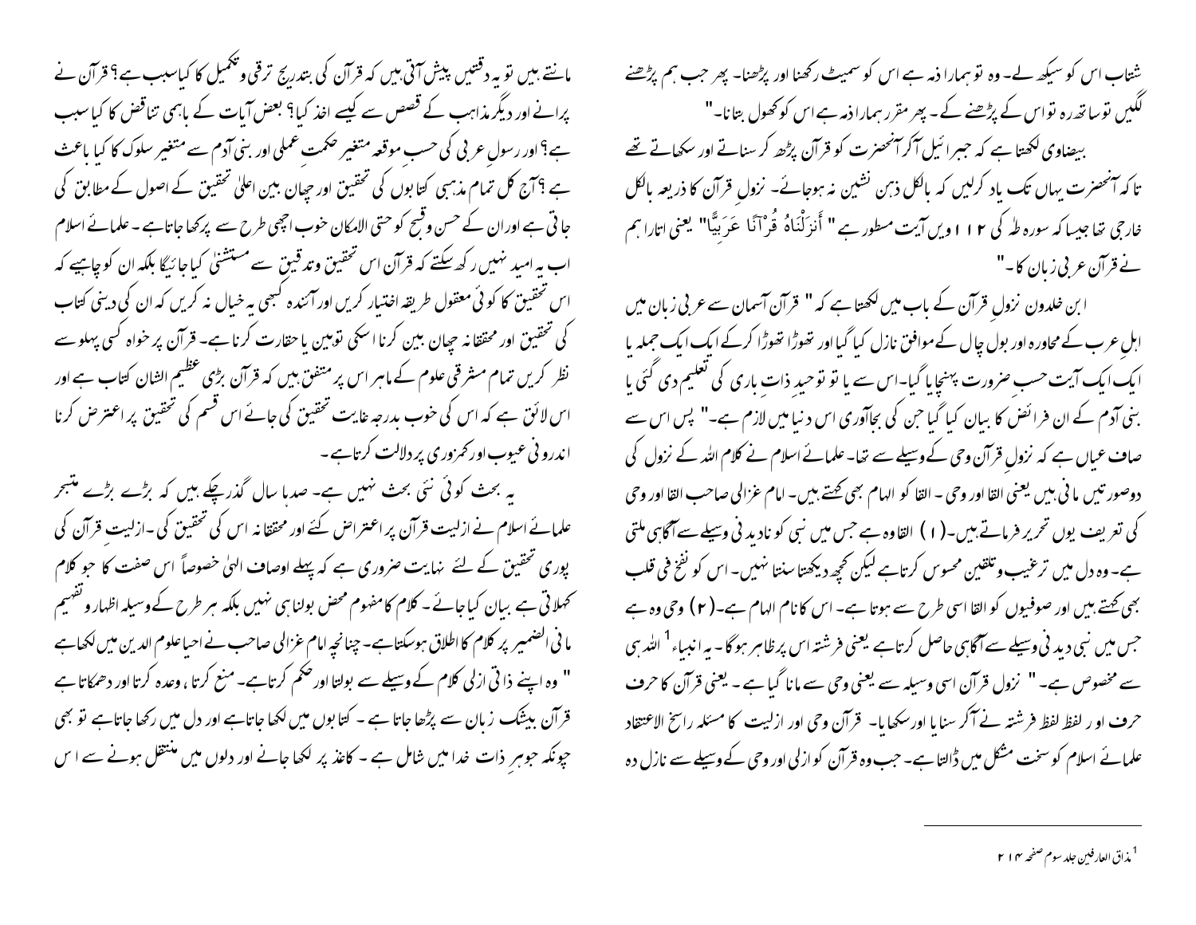شتاب اس کو سیکھ لے۔ وہ تو ہمارا ذمہ ہے اس کو سمیٹ رکھنا اور پڑھنا۔ پھر جب ہم پڑھنے لگیں توساتھ رہ تواس کے پڑھنے کے۔ پھر مقرر ہمارا ذمہ ہے اس کو کھول بتانا۔"

بیضاوی لکھتا ہے کہ جبرائیل آکر آنحضرت کو قرآن پڑھ کر سناتے اور سکھاتے تھے تاکہ آنحضرت یہاں تک یاد کرلیں کہ بالکل ذہن نشین نہ ہوجائے۔ نزولِ قرآن کا ذریعہ بالکل خارجی تھا جیسا کہ سورہ طٰہٰ کی ۱۱۲ ویں آیت مسطور ہے " أَنزَلْنَاهُ قُرْآنًا عَرَبِيًّا" یعنی اتارا ہم نے قرآن عربی زبان کا۔"

ابن خلدون نزولِ قرآن کے باب میں لکھتا ہے کہ " قرآن آسمان سے عربی زبان میں اہلِ عرب کے محاورہ اور بول چال کے موافق نازل کیا گیا اور تھوڑا تھوڑا کرکے ایک ایک جملہ یا ایک ایک آیت حسبِ ضرورت پہنچایا گیا۔اس سے یا تو توحید ذاتِ باری کی تعلیم دی گئی یا بنی آدم کے ان فرائض کا بیان کیا گیا جن کی بجاآوری اس دنیا میں لازم ہے۔" پس اس سے صاف عیاں ہے کہ نزولِ قرآن وحی کے وسیلے سے تھا۔ علمائے اسلام نے کلام اللہ کے نزول کی دوصورتیں مانی ہیں یعنی القا اور وحی ۔ القا کو الہام بھی کہتے ہیں۔ امام غزالی صاحب القا اور وحی کی تعریف یوں تحریر فرماتے ہیں۔(۱) القاوہ ہے جس میں نبی کو نادیدنی وسیلے سے آگاہی ملتی ہے۔ وہ دل میں ترغیب وتلقین محسوس کرتاہے لیکن کچھ دیکھتا سنتا نہیں۔ اس کو نفخ فی قلب بھی کہتے ہیں اور صوفیوں کو القا اسی طرح سے ہوتا ہے۔ اس کا نام الہام ہے۔(۲) وحی وہ ہے جس میں نبی دیدنی وسیلے سے آگاہی حاصل کرتاہے یعنی فرشتہ اس پر ظاہر ہوگا۔ یہ انبیاء[1] اللہ ہی سے مخصوص ہے۔ " نزول قرآن اسی وسیلہ سے یعنی وحی سے مانا گیا ہے ۔ یعنی قرآن کا حرف حرف او ر لفظ لفظ فرشتہ نے آکر سنایا اور سکھایا۔ قرآن وحی اور ازلیت کا مسئلہ راسخ الاعتقاد علمائے اسلام کو سخت مشکل میں ڈالتا ہے۔ جب وہ قرآن کو ازلی اور وحی کے وسیلے سے نازل دہ مانتے ہیں تو یہ دقتیں پیش آتی ہیں کہ قرآن کی بتدریج ترقی وتکمیل کا کیاسبب ہے؟ قرآن نے پرانے اور دیگر مذاہب کے قصص سے کیسے اخذ کیا؟ بعض آیات کے باہمی تناقض کا کیا سبب ہے؟ اور رسولِ عربی کی حسبِ موقعہ متغیر حکمتِ عملی اور بنی آدم سے متغیر سلوک کا کیا باعث ہے ؟ آج کل تمام مذہبی کتابوں کی تحقیق اور چھان بین اعلیٰ تحقیق کے اصول کے مطابق کی جاتی ہے اوران کے حسن وقبح کو حتی الامکان خوب اچھی طرح سے پرکھا جاتاہے ۔ علمائے اسلام اب یہ امید نہیں رکھ سکتے کہ قرآن اس تحقیق وتدقیق سے مستثنیٰ کیا جائیگا بلکہ ان کو چاہیے کہ اس تحقیق کا کوئی معقول طریقہ اختیار کریں اور آئندہ کبھی یہ خیال نہ کریں کہ ان کی دینی کتاب کی تحقیق اور محققانہ چھان بین کرنا اسکی توہین یا حقارت کرنا ہے۔ قرآن پر خواہ کسی پہلو سے نظر کریں تمام مشرقی علوم کے ماہر اس پر متفق ہیں کہ قرآن بڑی عظیم الشان کتاب ہے اور اس لائق ہے کہ اس کی خوب بدرجہ غایت تحقیق کی جائے اس قسم کی تحقیق پر اعتراض کرنا اندرونی عیوب اور کمزوری پر دلالت کرتاہے۔

یہ بحث کوئی نئی بحث نہیں ہے۔ صدہا سال گذر چکے ہیں کہ بڑے بڑے متبحر علمائے اسلام نے ازلیت قرآن پر اعتراض کئے اور محققانہ اس کی تحقیق کی۔ازلیت قرآن کی پوری تحقیق کے لئے نہایت ضروری ہے کہ پہلے اوصاف الہیٰ خصوصاً اس صفت کا جو کلام کہلاتی ہے بیان کیا جائے ۔ کلام کامفہوم محض بولنا ہی نہیں بلکہ ہر طرح کے وسیلہ اظہار وتفہیم مافی الضمیر پر کلام کا اطلاق ہوسکتاہے۔ چنانچہ امام غزالی صاحب نے احیاعلوم الدین میں لکھاہے " وہ اپنے ذاتی ازلی کلام کے وسیلے سے بولتا اور حکم کرتاہے۔ منع کرتا ، وعدہ کرتا اور دھمکاتا ہے قرآن بیشک زبان سے پڑھا جاتا ہے ۔ کتابوں میں لکھا جاتاہے اور دل میں رکھا جاتاہے تو بھی چونکہ جوہر ذات خدا میں شامل ہے ۔ کاغذ پر لکھا جانے اور دلوں میں منتقل ہونے سے اس

---

[1] مذاق العارفین جلد سوم صفحہ ۲۱۴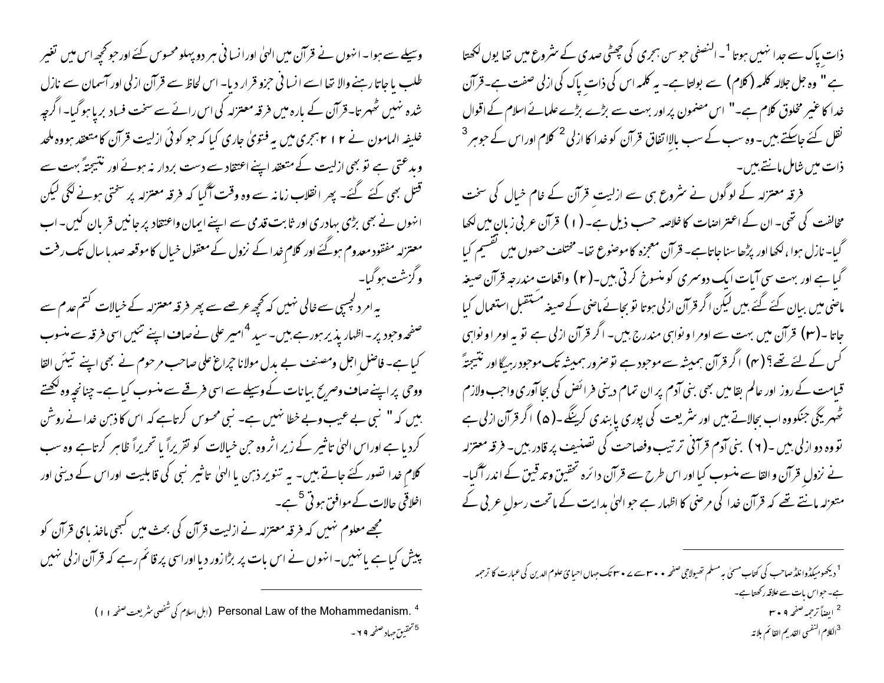ذات پاک سے جدا نہیں ہوتا[1]۔ النصفی جو سن ہجری کی چھٹی صدی کے شروع میں تھا یوں لکھتا ہے " وہ جل جلالہ کلمہ (کلام) سے بولتا ہے۔ یہ کلمہ اس کی ذات پاک کی ازلی صفت ہے۔ قرآن خدا کا غیر مخلوق کلام ہے۔" اس مضمون پر اور بہت سے بڑے بڑے علمائے اسلام کے اقوال نقل کئے جاسکتے ہیں۔ وہ سب کے سب بالاتفاق قرآن کو خدا کا ازلی[2] کلام اوراس کے جوہر[3] ذات میں شامل مانتے ہیں۔

فرقہ معتزلہ کے لوگوں نے شروع ہی سے ازلیت قرآن کے خام خیال کی سخت مخالفت کی تھی۔ ان کے اعتراضات کا خلاصہ حسب ذیل ہے۔ (۱) قرآن عربی زبان میں لکھا گیا۔ نازل ہوا، لکھا اور پڑھا سنا جاتاہے۔ قرآن معجزہ کا موضوع تھا۔ مختلف حصوں میں تقسیم کیا گیا ہے اور بہت سی آیات ایک دوسری کو منسوخ کرتی ہیں۔(۲) واقعات مندرجہ قرآن صیغہ ماضی میں بیان کئے گئے ہیں لیکن اگر قرآن ازلی ہوتا تو بجائے ماضی کے صیغہ مستقبل استعمال کیا جاتا ۔(۳) قرآن میں بہت سے اوامر ونواہی مندرج ہیں۔ اگر قرآن ازلی ہے تو یہ اوامر ونواہی کس کے لئے تھے؟ (۴) اگر قرآن ہمیشہ سے موجود ہے تو ضرور ہمیشہ تک موجود رہیگا اور نتیجتہً قیامت کے روز اور عالم بقا میں بھی بنی آدم پر ان تمام دینی فرائض کی بجاآوری واجب ولازم ٹھہریگی جنکو وہ اب بجالاتے ہیں اور شریعت کی پوری پابندی کرینگے ۔(۵) اگر قرآن ازلی ہے تو وہ دو ازلی ہیں ۔(۶) بنی آدم قرآنی ترتیب وفصاحت کی تصنیف پر قادر ہیں۔ فرقہ معتزلہ نے نزولِ قرآن والقا سے منسوب کیا اور اس طرح سے قرآن دائرہ تحقیق وتدقیق کے اندر آگیا۔ متعزلہ مانتے تھے کہ قرآن خدا کی مرضی کا اظہار ہے جو الہٰی ہدایت کے ماتحت رسولِ عربی کے وسیلے سے ہوا۔ انہوں نے قرآن میں الہٰی اور انسانی ہر دو پہلو محسوس کئے اور جو کچھ اس میں تغیر طلب یا جاتا رہنے والا تھا اسے انسانی جزو قرار دیا۔ اس لحاظ سے قرآن ازلی اور آسمان سے نازل شدہ نہیں ٹھہرتا۔ قرآن کے بارہ میں فرقہ معتزلہ کی اس رائے سے سخت فساد برپا ہوگیا۔ اگرچہ خلیفہ المامون نے ۲۱۲ ہجری میں یہ فتویٰ جاری کیا کہ جو کوئی ازلیت قرآن کا معتقد ہو وہ ملحد وبدعتی ہے تو بھی ازلیت کے معتقد اپنے اعتقاد سے دست بردار نہ ہوئے اور نتیجتہً بہت سے قتل بھی کئے گئے۔ پھر انقلاب زمانہ سے وہ وقت آگیا کہ فرقہ معتزلہ پر سختی ہونے لگی لیکن انہوں نے بھی بڑی بہادری اور ثابت قدمی سے اپنے ایمان واعتقاد پر جانیں قربان کیں۔ اب معتزلہ مفقود معدوم ہوگئے اور کلامِ خدا کے نزول کے معقول خیال کا موقعہ صدہا سال تک رفت وگزشت ہوگیا۔

یہ امر دلچسپی سے خالی نہیں کہ کچھ عرصے سے پھر فرقہ معتزلہ کے خیالات کتم عدم سے صفحہ وجود پر۔ اظہار پذیر ہورہے ہیں۔ سید[4] امیر علی نے صاف اپنے تئیں اسی فرقہ سے منسوب کیا ہے۔ فاضل اجل ومصنف بے بدل مولانا چراغ علی صاحب مرحوم نے بھی اپنے تیئں القا ووحی پر اپنے صاف وصریح بیانات کے وسیلے سے اسی فرقے سے منسوب کیا ہے۔ چنانچہ وہ لکھتے ہیں کہ " نبی بے عیب وبے خطا نہیں ہے۔ نبی محسوس کرتاہے کہ اس کا ذہن خدا نے روشن کردیا ہے اوراس الہٰی تاثیر کے زیر اثر وہ جن خیالات کو تقریراً یا تحریراً ظاہر کرتاہے وہ سب کلام خدا تصور کئے جاتے ہیں۔ یہ تنویر ذہن یا الہٰی تاثیر نبی کی قابلیت اوراس کے دینی اور اخلاقی حالات کے موافق ہوتی[5] ہے۔

مجھے معلوم نہیں کہ فرقہ معتزلہ نے ازلیت قرآن کی بحث میں کبھی ماخذ ہای قرآن کو پیش کیا ہے یا نہیں۔ انہوں نے اس بات پر بڑا زور دیا اوراسی پر قائم رہے کہ قرآن ازلی نہیں

---

[1] دیکھو میکڈونالڈ صاحب کی کتاب مسمیٰ بہ مسلم تھیولاجی صفحہ ۳۰۰ سے ۳۰۷ تک جہاں احیائے علوم الدین کی عبارت کا ترجمہ ہے۔ جو اس بات سے علاقہ رکھتا ہے۔

[2] ایضاً ترجمہ صفحہ ۳۰۹

[3] الکلام النفسی القدیم القائم بلاتہ

[4] Personal Law of the Mohammedanism. (اہل اسلام کی شخصی شریعت صفحہ ۱۱)

[5] تحقیق جہاد صفحہ ۶۹۔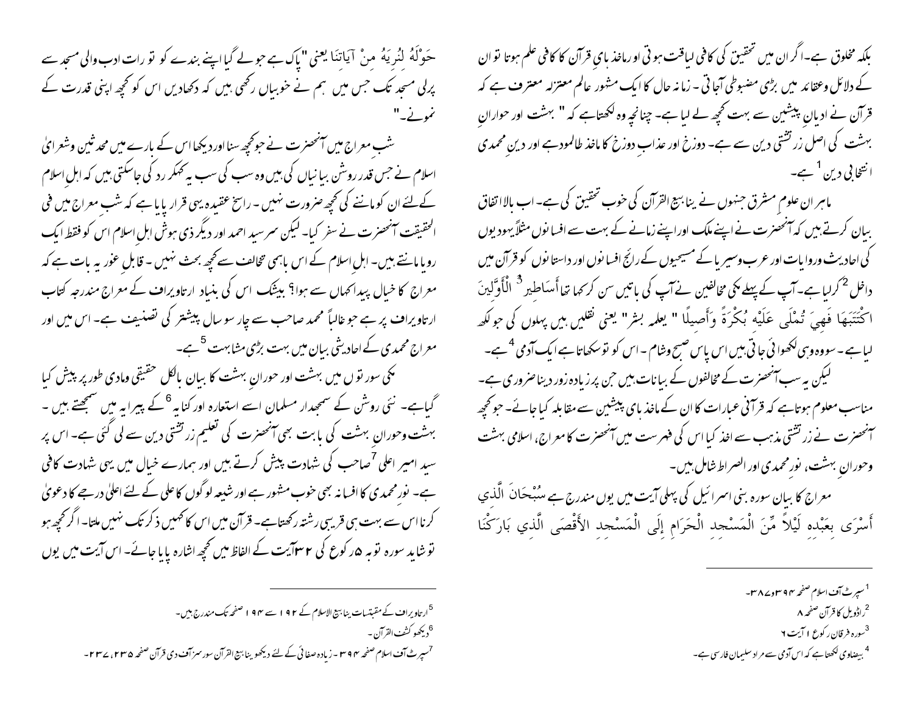بلکہ مخلوق ہے۔اگر ان میں تحقیق کی کافی لیاقت ہوتی اور ماخذ ہائے قرآن کا کافی علم ہوتا تو ان کے دلائل وعقائد میں بڑی مضبوطی آجاتی ۔ زمانہ حال کا ایک مشہور عالم معتزلہ معترف ہے کہ قرآن نے ادیانِ پیشین سے بہت کچھ لے لیا ہے۔ چنانچہ وہ لکھتاہے کہ " بہشت اور حوارانِ بہشت کی اصل زرتشتی دین سے ہے۔ دوزخ اور عذابِ دوزخ کا ماخذ طالمود ہے اور دینِ محمدی انتخابی دین[1] ہے۔

ماہر ان علوم مشرق جنہوں نے ینابیع القرآن کی خوب تحقیق کی ہے۔ اب بالاتفاق بیان کرتے ہیں کہ آنحضرت نے اپنے ملک اور اپنے زمانے کے بہت سے افسانوں مثلاً یہودیوں کی احادیث وروایات اور عرب وسیریا کے مسیحیوں کے رائج افسانوں اور داستانوں کو قرآن میں داخل[2] کرلیا ہے۔ آپ کے پہلے مکی مخالفین نے آپ کی باتیں سن کر کہا تھا أَسَاطِيرُ[3] الْأَوَّلِينَ اكْتَتَبَهَا فَهِيَ تُمْلَى عَلَيْهِ بُكْرَةً وَأَصِيلًا " یعلمہ بشر" یعنی نقلیں ہیں پہلوں کی جو لکھ لیا ہے۔ سووہ وہی لکھوائی جاتی ہیں اس پاس صبح وشام ۔ اس کو تو سکھاتا ہے ایک آدمی[4] ہے۔

لیکن یہ سب آنحضرت کے مخالفوں کے بیانات ہیں جن پر زیادہ زور دینا ضروری ہے۔ مناسب معلوم ہوتاہے کہ قرآنی عبارات کا ان کے ماخذ ہائے پیشین سے مقابلہ کیا جائے۔ جو کچھ آنحضرت نے زرتشتی مذہب سے اخذ کیا اس کی فہرست میں آنحضرت کا معراج، اسلامی بہشت وحورانِ بہشت، نورمحمدی اور الصراط شامل ہیں۔

معراج کا بیان سورہ بنی اسرائیل کی پہلی آیت میں یوں مندرج ہے سُبْحَانَ الَّذِي أَسْرَى بِعَبْدِهِ لَيْلاً مِّنَ الْمَسْجِدِ الْحَرَامِ إِلَى الْمَسْجِدِ الأَقْصَى الَّذِي بَارَكْنَا حَوْلَهُ لِنُرِيَهُ مِنْ آيَاتِنَا یعنی "پاک ہے جو لے گیا اپنے بندے کو تو رات ادب والی مسجد سے پرلی مسجد تک جس میں ہم نے خوبیاں رکھی ہیں کہ دکھادیں اس کو کچھ اپنی قدرت کے نمونے۔"

شبِ معراج میں آنحضرت نے جو کچھ سنا اور دیکھا اس کے بارے میں محدثین وشعرائے اسلام نے جس قدر روشن بیانیاں کی ہیں وہ سب کی سب یہ کہکر رد کی جاسکتی ہیں کہ اہلِ اسلام کے لئے ان کو ماننے کی کچھ ضرورت نہیں ۔ راسخ عقیدہ یہی قرار پایا ہے کہ شبِ معراج میں فی الحقیقت آنحضرت نے سفر کیا۔ لیکن سرسید احمد اور دیگر ذی ہوش اہلِ اسلام اس کو فقط ایک رویا مانتے ہیں۔ اہلِ اسلام کے اس باہمی تخالف سے کچھ بحث نہیں ۔ قابلِ غور یہ بات ہے کہ معراج کا خیال پیدا کہاں سے ہوا؟ بیشک اس کی بنیاد ارتاویراف کے معراج مندرجہ کتاب ارتاویراف پر ہے جو غالباً محمد صاحب سے چار سو سال پیشتر کی تصنیف ہے۔ اس میں اور معراج محمدی کے احادیثی بیان میں بہت بڑی مشابہت[5] ہے۔

مکی سورتوں میں بہشت اور حورانِ بہشت کا بیان بالکل حقیقی ومادی طور پر پیش کیا گیاہے۔ نئی روشن کے سمجھدار مسلمان اسے استعارہ اور کنایہ[6] کے پیرایہ میں سمجھتے ہیں ۔ بہشت وحورانِ بہشت کی بابت بھی آنحضرت کی تعلیم زرتشتی دین سے لی گئی ہے۔ اس پر سید امیر اعلیٰ[7] صاحب کی شہادت پیش کرتے ہیں اور ہمارے خیال میں یہی شہادت کافی ہے۔ نورمحمدی کا افسانہ بھی خوب مشہور ہے اور شیعہ لوگوں کا علی کے لئے اعلیٰ درجے کا دعویٰ کرنا اس سے بہت ہی قریبی رشتہ رکھتاہے۔ قرآن میں اس کا کہیں ذکر تک نہیں ملتا۔ اگر کچھ ہو تو شاید سورہ توبہ ۵ رکوع کی ۳۲ آیت کے الفاظ میں کچھ اشارہ پایا جائے۔ اس آیت میں یوں

---

[1] سپرٹ آف اسلام صفحہ ۳۹۴ و ۳۸۷۔

[2] راڈویل کا قرآن صفحہ ۸

[3] سورہ فرقان رکوع ۱ آیت ٦

[4] بیضاوی لکھتا ہے کہ اس آدمی سے مراد سلیمان فارسی ہے۔

[5] ارتاویراف کے مقتبسات ینابیع الاسلام کے ۱۹۲ سے ۱۹۴ صفحہ تک مندرج ہیں۔

[6] دیکھو کشف القرآن۔

[7] سپرٹ آف اسلام صفحہ ۳۹۴ ۔ زیادہ صفائی کے لئے دیکھو ینابیع القرآن سورسز آف دی قرآن صفحہ ۲۳۵، ۲۳۷۔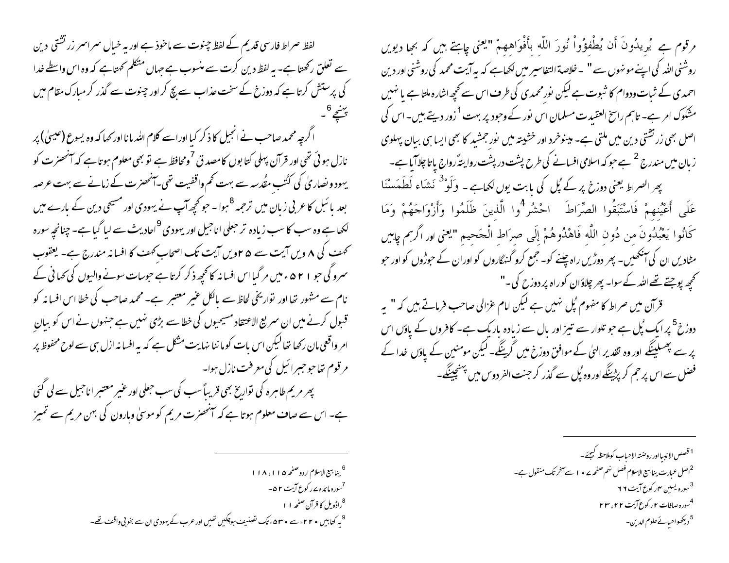مرقوم ہے  يُرِيدُونَ أَن يُطْفِؤُواْ نُورَ اللّهِ بِأَفْوَاهِهِمْ "یعنی چاہتے ہیں کہ بجھا دیویں روشنی اللہ کی اپنے مونہوں سے" ۔ خلاصۃ التفاسیر میں لکھاہے کہ یہ آیت محمد کی روشنی اور دین احمدی کے ثبات ودوام کا ثبوت ہے لیکن نورِ محمدی کی طرف اس سے کچھ اشارہ ملتاہے یا نہیں مشکوک امر ہے۔ تاہم راسخ العقیدت مسلمان اس نور کے وجود پر بہت[1] زور دیتے ہیں۔ اس کی اصل بھی زرتشتی دین میں ملتی ہے۔ مینوخرد اور خشیتہ میں نورِ جمشید کا بھی ایسا ہی بیان پہلوی زبان میں مندرج [2] ہے جو کہ اسلامی افسانے کی طرح پشت درپشت روایتہً رواج پاتا چلاآیا ہے۔

پھر الصراط یعنی دوزخ پر کے پُل کی بابت یوں لکھاہے ۔ وَلَوْ[3] نَشَاء لَطَمَسْنَا عَلَى أَعْيُنِهِمْ فَاسْتَبَقُوا الصِّرَاطَ  احْشُرُ[4]وا الَّذِينَ ظَلَمُوا وَأَزْوَاجَهُمْ وَمَا كَانُوا يَعْبُدُونَ مِن دُونِ اللَّهِ فَاهْدُوهُمْ إِلَى صِرَاطِ الْجَحِيمِ "یعنی اور اگرہم چاہیں مٹادیں ان کی آنکھیں۔ پھر دوڑیں راہ چلنے کو۔ جمع کرو گنہگاروں کو اوران کے جوڑوں کو اور جو کچھ پوجتے تھے اللہ کے سوا۔ پھر چلاؤان کو راہ پر دوزخ کی۔"

قرآن میں صراط کا مفہوم پُل نہیں ہے لیکن امام غزالی صاحب فرماتے ہیں کہ " یہ دوزخ[5] پر ایک پُل ہے جو تلوار سے تیز اور بال سے زیادہ باریک ہے۔ کافروں کے پاؤں اس پر سے پھسلینگے اور وہ تقدیر الہٰی کے موافق دوزخ میں گرینگے۔ لیکن مومنین کے پاؤں خدا کے فضل سے اس پر جم کر پڑینگے اور وہ پُل سے گذر کر جنت الفردوس میں پہنچینگے۔

لفظ صراط فارسی قدیم کے لفظ چنوت سے ماخوذ ہے اور یہ خیال سراسر زرتشتی دین سے تعلق رکھتاہے۔ یہ لفظ دین کرت سے منسوب ہے جہاں متکلم کہتاہے کہ وہ اس واسطے خدا کی پرستش کرتا ہے کہ دوزخ کے سخت عذاب سے بچ کر اور چنوت سے گذر کر مبارک مقام میں پہنچے[6] ۔

اگرچہ محمد صاحب نے انجیل کا ذکر کیا اوراسے کلام اللہ مانا اور کہا کہ وہ یسوع (عیسیٰ) پر نازل ہوئی تھی اور قرآن پہلی کتابوں کا مصدق [7] ومحافظ ہے تو بھی معلوم ہوتاہے کہ آنحضرت کو یہود ونصاریٰ کی کُتبِ مقدسہ سے بہت کم واقفیت تھی۔آنحضرت کے زمانے سے بہت عرصہ بعد بائبل کا عربی زبان میں ترجمہ [8]ہوا۔ جو کچھ آپ نے یہودی اور مسیحی دین کے بارے میں لکھاہے وہ سب کا سب زیادہ تر جعلی اناجیل اور یہودی [9] احادیث سے لیا گیا ہے۔ چنانچہ سورہ کہف کی ۸ ویں آیت سے ۲۵ ویں آیت تک اصحاب کہف کا افسانہ مندرج ہے۔ یعقوب سروگی جو ۵۲۱ء میں مرگیا اس افسانہ کا کچھ ذکر کرتا ہے جوسات سونے والیوں کی کہانی کے نام سے مشہور تھا اور تواریخی لحاظ سے بالکل غیر معتبر ہے۔ محمد صاحب کی خطا اس افسانہ کو قبول کرنے میں ان سریع الاعتقاد مسیحیوں کی خطا سے بڑی نہیں ہے جنہوں نے اس کو بیانِ امر واقعی مان رکھا تھا لیکن اس بات کو ماننا نہایت مشکل ہے کہ یہ افسانہ ازل ہی سے لوح محفوظ پر مرقوم تھا جو جبرائیل کی معرفت نازل ہوا۔

پھر مریم طاہرہ کی تواریخ بھی قریباً سب کی سب جعلی اور غیر معتبر اناجیل سے لی گئی ہے۔ اس سے صاف معلوم ہوتا ہے کہ آنحضرت مریم کو موسیٰ وہارون کی بہن مریم سے تمیز

---

[1] قصص الانبیا اور روضتہ الاحباب کوملاحظہ کیجئے۔

[2] اصل عبارت ینا بیع الاسلام فصل نہم صفحہ ۱۰۷ سے آخر تک منقول ہے۔

[3] سورہ یسین ۴رکوع آیت ٦٦

[4] سورہ صافات ۲رکوع آیت ۲۲، ۲۳

[5] دیکھو احیائے علوم الدین۔

[6] ینا بیع الاسلام اردو صفحہ ۱۱۵، ۱۱۸

[7] سورہ مائدہ ۷رکوع آیت ۵۲۔

[8] راڈویل کا قرآن صفحہ ۱۱

[9] یہ کتابیں ۲۰۰ء سے ۵۳۰ء تک تصنیف ہوچکیں تھیں اور عرب کے یہودی ان سے بخوبی واقف تھے۔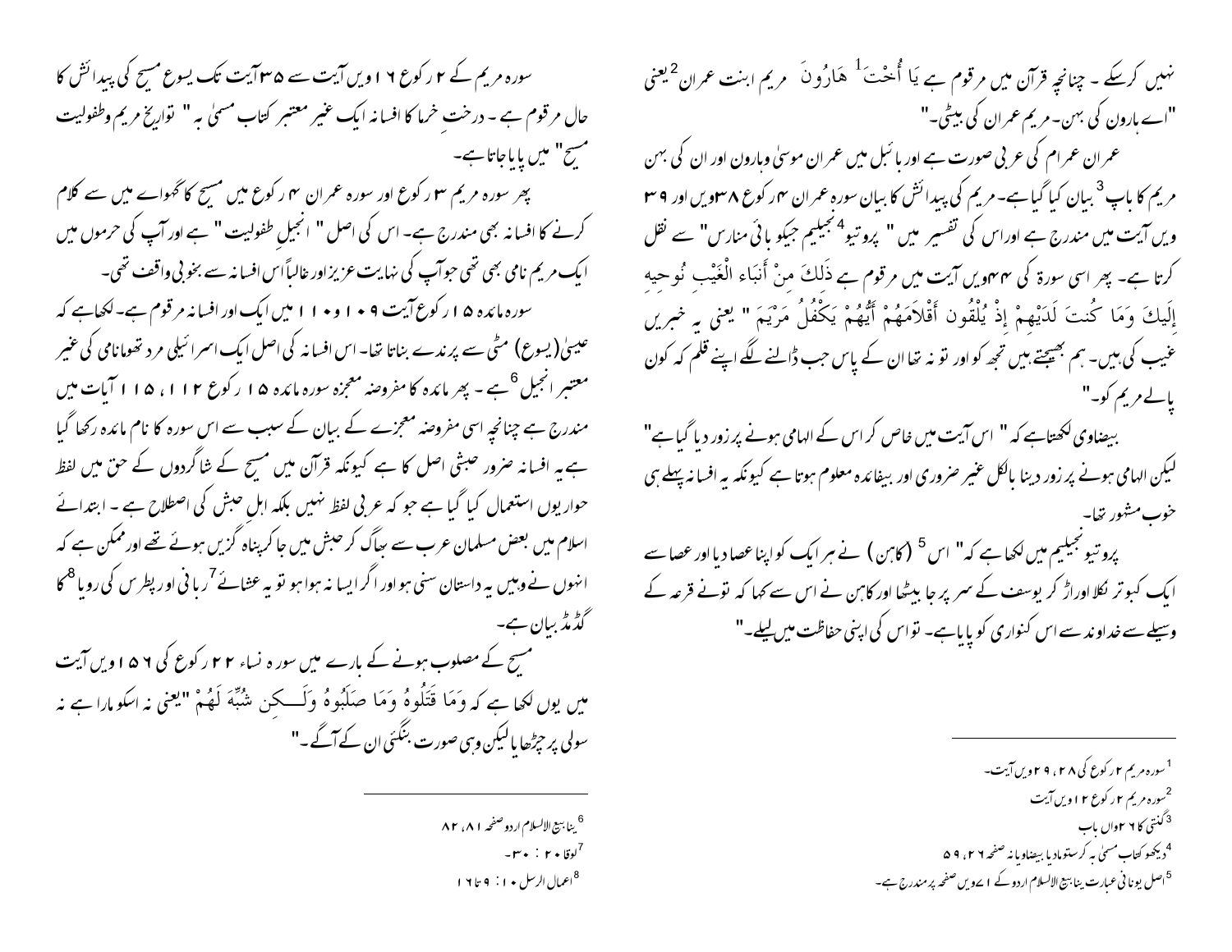نہیں کرسکے ۔ چنانچہ قرآن میں مرقوم ہے يَا أُخْتَ[1] هَارُونَ مریم ابنت عمران[2] یعنی "اے ہارون کی بہن۔مریم عمران کی بیٹی۔"

عمران عمرام کی عربی صورت ہے اور بائبل میں عمران موسیٰ وہارون اور ان کی بہن مریم کا باپ[3] بیان کیا گیاہے۔مریم کی پیدائش کا بیان سورہ عمران ۴ رکوع ۳۸ ویں اور ۳۹ ویں آیت میں مندرج ہے اوراس کی تفسیر میں " پروتیو[4] نجیلیم جیکو بائی منارس" سے نقل کرتا ہے۔ پھر اسی سورۃ کی ۴۴ ویں آیت میں مرقوم ہے ذَلِكَ مِنْ أَنبَاء الْغَيْبِ نُوحِيهِ إِلَيكَ وَمَا كُنتَ لَدَيْهِمْ إِذْ يُلْقُون أَقْلاَمَهُمْ أَيُّهُمْ يَكْفُلُ مَرْيَمَ " یعنی یہ خبریں غیب کی ہیں۔ ہم بھیجتے ہیں تجھ کو اور تو نہ تھا ان کے پاس جب ڈالنے لگے اپنے قلم کہ کون پالے مریم کو۔"

بیضاوی لکھتاہے کہ " اس آیت میں خاص کر اس کے الہامی ہونے پر زور دیا گیاہے" لیکن الہامی ہونے پر زور دینا بالکل غیر ضروری اور بیفائدہ معلوم ہوتا ہے کیونکہ یہ افسانہ پہلے ہی خوب مشہور تھا۔

پروتیو نجیلیم میں لکھا ہے کہ" اس[5] (کاہن) نے ہر ایک کو اپنا عصا دیا اور عصا سے ایک کبوتر نکلا اوراڑ کر یوسف کے سر پر جا بیٹھا اور کاہن نے اس سے کہا کہ تونے قرعہ کے وسیلے سے خداوند سے اس کنواری کو پایاہے۔ تواس کی اپنی حفاظت میں لیلے۔"

سورہ مریم کے ۲ رکوع ۱۶ ویں آیت سے ۳۵ آیت تک یسوع مسیح کی پیدائش کا حال مرقوم ہے ۔ درختِ خرما کا افسانہ ایک غیر معتبر کتاب مسمیٰ بہ " تواریخ مریم وطفولیت مسیح" میں پایا جاتا ہے۔

پھر سورہ مریم ۳ رکوع اور سورہ عمران ۴ رکوع میں مسیح کا گھوارے میں سے کلام کرنے کا افسانہ بھی مندرج ہے۔ اس کی اصل " انجیلِ طفولیت " ہے اور آپ کی حرموں میں ایک مریم نامی بھی تھی جوآپ کی نہایت عزیز اور غالباً اس افسانہ سے بخوبی واقف تھی۔

سورہ مائدہ ۱۵ رکوع آیت ۱۰۹ و ۱۱۰ میں ایک اور افسانہ مرقوم ہے۔لکھاہے کہ عیسیٰ (یسوع) مٹی سے پرندے بناتا تھا۔ اس افسانہ کی اصل ایک اسرائیلی مرد تھوما نامی کی غیر معتبر انجیل[6] ہے ۔ پھر مائدہ کا مفروضہ معجزہ سورہ مائدہ ۱۵ رکوع ۱۱۲ ، ۱۱۵ آیات میں مندرج ہے چنانچہ اسی مفروضہ معجزے کے بیان کے سبب سے اس سورہ کا نام مائدہ رکھا گیا ہے یہ افسانہ ضرور حبشی اصل کا ہے کیونکہ قرآن میں مسیح کے شاگردوں کے حق میں لفظ حواریوں استعمال کیا گیا ہے جو کہ عربی لفظ نہیں بلکہ اہل حبش کی اصطلاح ہے ۔ ابتدائے اسلام میں بعض مسلمان عرب سے بھاگ کر حبش میں جا کر پناہ گزیں ہوئے تھے اور ممکن ہے کہ انہوں نے وہیں یہ داستان سنی ہو اور اگر ایسا نہ ہوا ہو تو یہ عشائے[7] ربانی اور پطرس کی رویا[8] کا گڈ مڈ بیان ہے۔

مسیح کے مصلوب ہونے کے بارے میں سورہ نساء ۲۲ رکوع کی ۱۵۶ ویں آیت میں یوں لکھا ہے کہ وَمَا قَتَلُوهُ وَمَا صَلَبُوهُ وَلَـكِن شُبِّهَ لَهُمْ "یعنی نہ اسکو مارا ہے نہ سولی پر چڑھایا لیکن وہی صورت بنگئی ان کے آگے۔"

---

[1] سورہ مریم ۲ رکوع کی ۲۸ ، ۲۹ ویں آیت۔

[2] سورہ مریم ۲ رکوع ۱۲ ویں آیت

[3] گنتی کا ۲۶ واں باب

[4] دیکھو کتاب مسمیٰ بہ کرستومادیا بیضاویانہ صفحہ ۲۶ ، ۵۹

[5] اصل یونانی عبارت ینابیع الاسلام اردو کے ۷۱ ویں صفحہ پر مندرج ہے۔

[6] ینابیع الاسلام اردو صفحہ ۸۱ ، ۸۲

[7] لوقا ۲۰ : ۳۰۔

[8] اعمال الرسل ۱۰ : ۹ تا ۱۶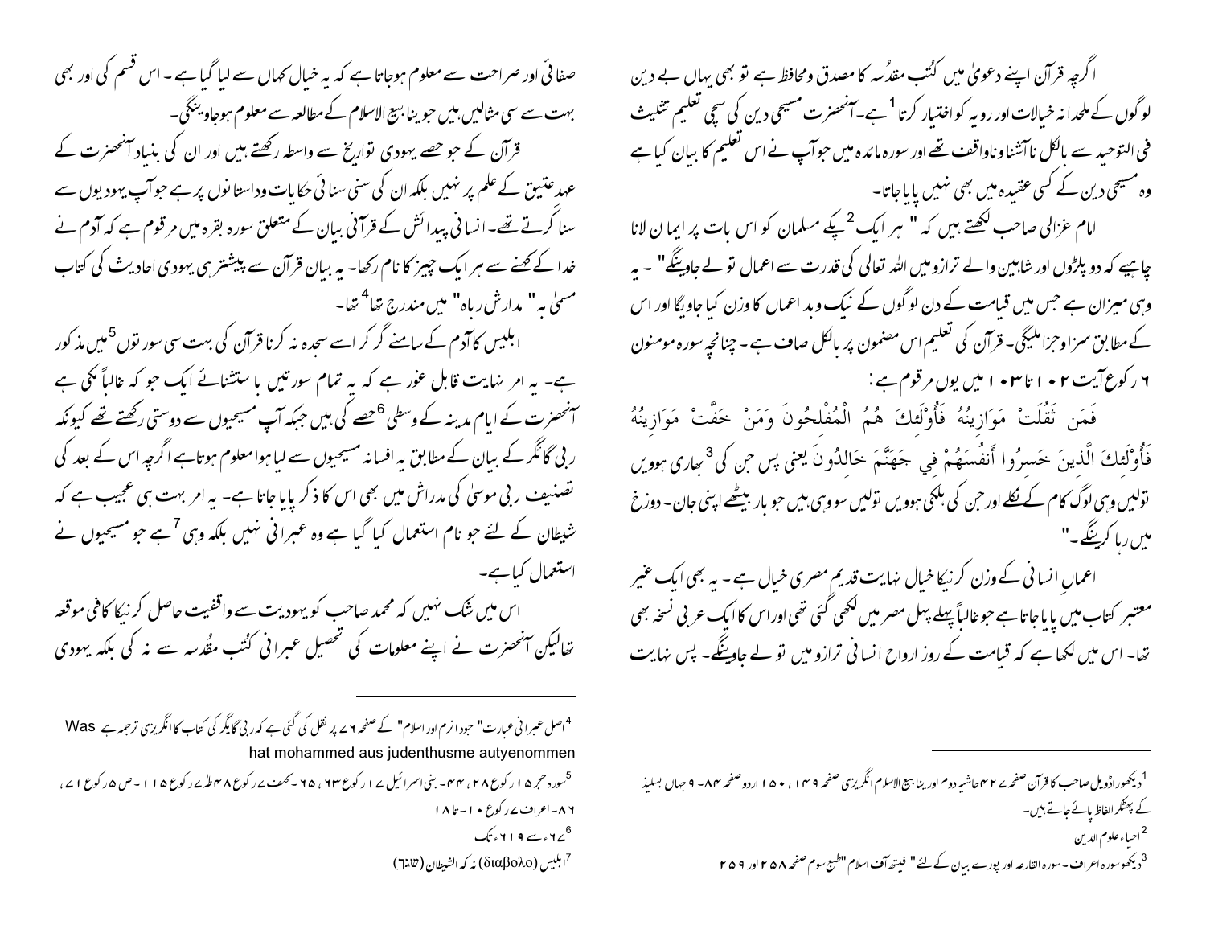اگرچہ قرآن اپنے دعویٰ میں کُتب مقدسہ کا مصدق ومحافظ ہے تو بھی یہاں بے دین لوگوں کے ملحدانہ خیالات اور رویہ کو اختیار کرتا[1] ہے۔ آنحضرت مسیحی دین کی سچی تعلیم تثلیث فی التوحید سے بالکل ناآشنا وناواقف تھے اور سورہ مائدہ میں جو آپ نے اس تعلیم کا بیان کیا ہے وہ مسیحی دین کے کسی عقیدہ میں بھی نہیں پایا جاتا۔

امام غزالی صاحب لکھتے ہیں کہ " ہر ایک[2] پکے مسلمان کو اس بات پر ایمان لانا چاہیے کہ دو پلڑوں اور شاہین والے ترازو میں اللہ تعالیٰ کی قدرت سے اعمال تولے جاوینگے" ۔ یہ وہی میزان ہے جس میں قیامت کے دن لوگوں کے نیک وبد اعمال کا وزن کیا جاویگا اور اس کے مطابق سزا وجزا ملیگی۔ قرآن کی تعلیم اس مضمون پر بالکل صاف ہے۔ چنانچہ سورہ مومنون ۶ رکوع آیت ۱۰۲ تا ۱۰۳ میں یوں مرقوم ہے:

فَمَن ثَقُلَتْ مَوَازِينُهُ فَأُوْلَئِكَ هُمُ الْمُفْلِحُونَ وَمَنْ خَفَّتْ مَوَازِينُهُ فَأُوْلَئِكَ الَّذِينَ خَسِرُوا أَنفُسَهُمْ فِي جَهَنَّمَ خَالِدُونَ یعنی پس جن کی[3] بھاری ہوویں تولیں وہی لوگ کام کے نکلے اور جن کی ہلکی ہوویں تولیں سو وہی ہیں جو ہار بیٹھے اپنی جان۔ دوزخ میں رہا کرینگے۔"

اعمالِ انسانی کے وزن کرنیکا خیال نہایت قدیم مصری خیال ہے۔ یہ بھی ایک غیر معتبر کتاب میں پایا جاتا ہے جو غالباً پہلے پہل مصر میں لکھی گئی تھی اور اس کا ایک عربی نسخہ بھی تھا۔ اس میں لکھا ہے کہ قیامت کے روز ارواح انسانی ترازو میں تولے جاوینگے۔ پس نہایت صفائی اور صراحت سے معلوم ہوجاتا ہے کہ یہ خیال کہاں سے لیا گیا ہے۔ اس قسم کی اور بھی بہت سی مثالیں ہیں جو ینا بیع الاسلام کے مطالعہ سے معلوم ہوجاوینگی۔

قرآن کے جو حصے یہودی تواریخ سے واسطہ رکھتے ہیں اور ان کی بنیاد آنحضرت کے عہد عتیق کے علم پر نہیں بلکہ ان کی سنی سنائی حکایات وداستانوں پر ہے جو آپ یہودیوں سے سنا کرتے تھے۔ انسانی پیدائش کے قرآنی بیان کے متعلق سورہ بقرہ میں مرقوم ہے کہ آدم نے خدا کے کہنے سے ہر ایک چیز کا نام رکھا۔ یہ بیان قرآن سے پیشتر ہی یہودی احادیث کی کتاب مسمیٰ بہ " مدارش رباہ" میں مندرج تھا[4] تھا۔

ابلیس کا آدم کے سامنے گر کر اسے سجدہ نہ کرنا قرآن کی بہت سی سورتوں[5] میں مذکور ہے۔ یہ امر نہایت قابل غور ہے کہ یہ تمام سورتیں باستثنائے ایک جو کہ غالباً مکی ہے آنحضرت کے ایام مدینہ کے وسطی[6] حصے کی ہیں جبکہ آپ مسیحیوں سے دوستی رکھتے تھے کیونکہ ربی گائگر کے بیان کے مطابق یہ افسانہ مسیحیوں سے لیا ہوا معلوم ہوتا ہے اگرچہ اس کے بعد کی تصنیف ربی موسیٰ کی مدراش میں بھی اس کا ذکر پایا جاتا ہے۔ یہ امر بہت ہی عجیب ہے کہ شیطان کے لئے جو نام استعمال کیا گیا ہے وہ عبرانی نہیں بلکہ وہی[7] ہے جو مسیحیوں نے استعمال کیا ہے۔

اس میں شک نہیں کہ محمد صاحب کو یہودیت سے واقفیت حاصل کرنیکا کافی موقعہ تھا لیکن آنحضرت نے اپنے معلومات کی تحصیل عبرانی کُتب مقدسہ سے نہ کی بلکہ یہودی

---

[1] دیکھو راڈویل صاحب کا قرآن صفحہ ۲۷۴ حاشیہ دوم اور ینابیع الاسلام انگریزی صفحہ ۱۴۹ ، ۱۵۰ اردو صفحہ ۸۴- ۹ جہاں بسلیدی کے بھشکر الفاظ پائے جاتے ہیں۔

[2] احیاء علوم الدین

[3] دیکھو سورہ اعراف۔ سورہ القارعہ اور پورے بیان کے لئے " فیتھ آف اسلام "طبع سوم صفحہ ۲۵۸ اور ۲۵۹

[4] اصل عبرانی عبارت" جوداازم اور اسلام" کے صفحہ ۷۶ پر نقل کی گئی ہے کہ ربی گائیگر کی کتاب کا انگریزی ترجمہ ہے Was hat mohammed aus judenthusme autyenommen

[5] سورہ حجر ۱۵ رکوع ۲۸ ، ۴۴ ۔ بنی اسرائیل ۱۷ رکوع ۶۳ ، ۶۵ ۔ کہف ۱۸ رکوع ۴۸ طہٰ ۲۰ رکوع ۱۱۵ ۔ ص ۵ رکوع ۱۷ ، ۸۶ ۔ اعراف ۷ رکوع ۱۰ ۔ تا ۱۸

[6] ۶۲۷ء سے ۶۱۹ء تک

[7] ابلیس (διαβολο) نہ کہ الشیطان (שטן)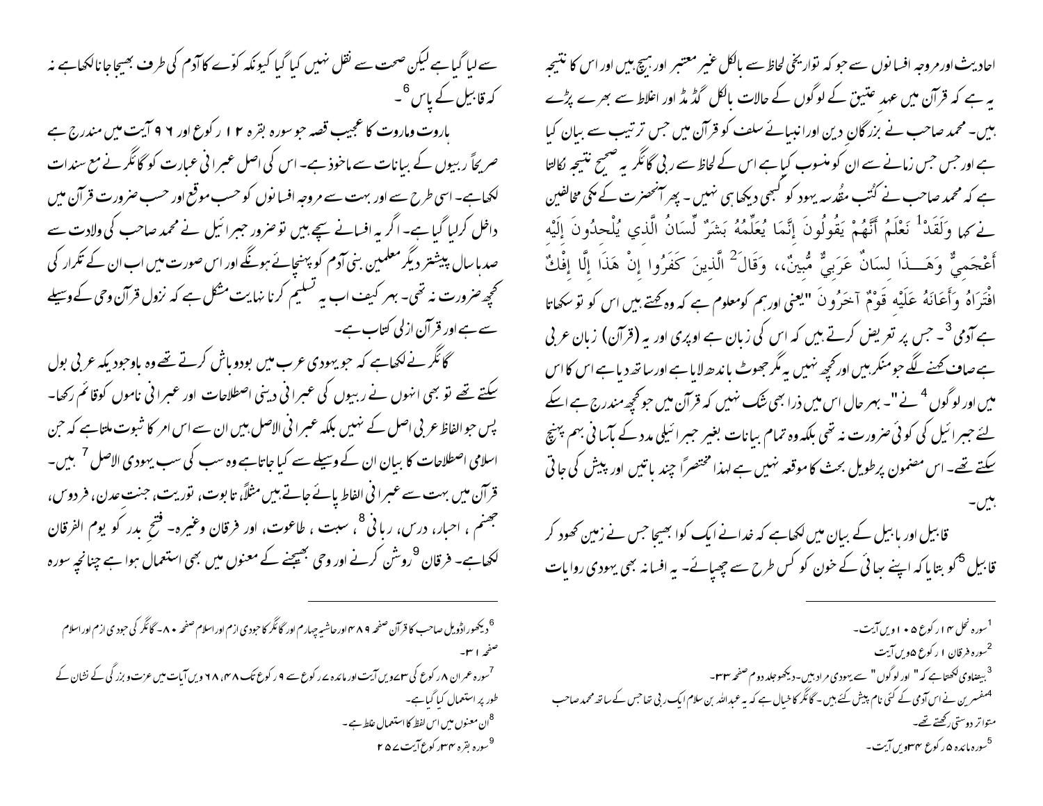احادیث اور مروجہ افسانوں سے جو کہ تواریخی لحاظ سے بالکل غیر معتبر اور ہیچ ہیں اور اس کا نتیجہ یہ ہے کہ قرآن میں عہدِ عتیق کے لوگوں کے حالات بالکل گڈ مڈ اور اغلاط سے بھرے پڑے ہیں۔ محمد صاحب نے بزرگان دین اور انبیائے سلف کو قرآن میں جس ترتیب سے بیان کیا ہے اور جس جس زمانے سے ان کو منسوب کیا ہے اس کے لحاظ سے ربی گائگر یہ صحیح نتیجہ نکالتا ہے کہ محمد صاحب نے کُتُب مقُدسہ یہود کو کبھی دیکھا ہی نہیں۔ پھر آنحضرت کے مکی مخالفین نے کہا وَلَقَدْ[1] نَعْلَمُ أَنَّهُمْ يَقُولُونَ إِنَّمَا يُعَلِّمُهُ بَشَرٌ لِّسَانُ الَّذِي يُلْحِدُونَ إِلَيْهِ أَعْجَمِيٌّ وَهَـذَا لِسَانٌ عَرَبِيٌّ مُّبِينٌ، وَقَالَ[2] الَّذِينَ كَفَرُوا إِنْ هَذَا إِلَّا إِفْكٌ افْتَرَاهُ وَأَعَانَهُ عَلَيْهِ قَوْمٌ آخَرُونَ "یعنی اور ہم کومعلوم ہے کہ وہ کہتے ہیں اس کو تو سکھاتا ہے آدمی[3]۔ جس پر تعریض کرتے ہیں کہ اس کی زبان ہے اوپری اور یہ (قرآن) زبان عربی ہے صاف کہنے لگے جو منکر ہیں اور کچھ نہیں یہ مگر جھوٹ باندھ لایا ہے اور ساتھ دیا ہے اس کا اس میں اور لوگوں[4] نے"۔ بہر حال اس میں ذرا بھی شک نہیں کہ قرآن میں جو کچھ مندرج ہے اسکے لئے جبرائیل کی کوئی ضرورت نہ تھی بلکہ وہ تمام بیانات بغیر جبرائیلی مدد کے بآسانی بہم پہنچ سکتے تھے۔ اس مضمون پر طویل بحث کا موقعہ نہیں ہے لہذا مختصراً چند باتیں اور پیش کی جاتی ہیں۔

قابیل اور ہابیل کے بیان میں لکھاہے کہ خدانے ایک کوا بھیجا جس نے زمین کھود کر قابیل[5] کو بتایا کہ اپنے بھائی کے خون کو کس طرح سے چھپائے۔ یہ افسانہ بھی یہودی روایات سے لیا گیا ہے لیکن صحت سے نقل نہیں کیا گیا کیونکہ کوّے کا آدم کی طرف بھیجا جانا لکھاہے نہ کہ قابیل کے پاس[6]۔

ہاروت وماروت کا عجیب قصہ جو سورہ بقرہ ۱۲ رکوع اور ۹۶ آیت میں مندرج ہے صریحاً ربیوں کے بیانات سے ماخوذ ہے۔ اس کی اصل عبرانی عبارت کو گائگر نے مع سندات لکھاہے۔ اسی طرح سے اور بہت سے مروجہ افسانوں کو حسب موقع اور حسب ضرورت قرآن میں داخل کرلیا گیاہے۔ اگر یہ افسانے سچے ہیں تو ضرور جبرائیل نے محمد صاحب کی ولادت سے صدہا سال پیشتر دیگر معلمین بنی آدم کو پہنچائے ہونگے اور اس صورت میں اب ان کے تکرار کی کچھ ضرورت نہ تھی۔ بہر کیف اب یہ تسلیم کرنا نہایت مشکل ہے کہ نزول قرآن وحی کے وسیلے سے ہے اور قرآن ازلی کتاب ہے۔

گائگر نے لکھاہے کہ جو یہودی عرب میں بودوباش کرتے تھے وہ باوجودیکہ عربی بول سکتے تھے تو بھی انہوں نے ربیوں کی عبرانی دینی اصطلاحات اور عبرانی ناموں کوقائم رکھا۔ پس جو الفاظ عربی اصل کے نہیں بلکہ عبرانی الاصل ہیں ان سے اس امر کا ثبوت ملتاہے کہ جن اسلامی اصطلاحات کا بیان ان کے وسیلے سے کیا جاتاہے وہ سب کی سب یہودی الاصل[7] ہیں۔ قرآن میں بہت سے عبرانی الفاظ پائے جاتے ہیں مثلاً، تابوت، توریت، جنت عدن، فردوس، جہنم، احبار، درس، ربانی[8]، سبت، طاعوت، اور فرقان وغیرہ۔ فتح بدر کو یوم الفرقان لکھاہے۔ فرقان[9] روشن کرنے اور وحی بھیجنے کے معنوں میں بھی استعمال ہوا ہے چنانچہ سورہ

---

[1] سورہ نحل ۱۴ رکوع ۱۰۵ ویں آیت۔

[2] سورہ فرقان ۱ رکوع ۵ ویں آیت

[3] بیضاوی لکھتاہے کہ" اور لوگوں " سے یہودی مراد ہیں۔دیکھو جلد دوم صفحہ ۳۳۔

[4] مفسرین نے اس آدمی کے کئی نام پیش کئے ہیں۔ گائگر کا خیال ہے کہ یہ عبداللہ بن سلام ایک ربی تھا جس کے ساتھ محمد صاحب متواتر دوستی رکھتے تھے۔

[5] سورہ مائدہ ۵ رکوع ۳۴ ویں آیت۔

[6] دیکھو راڈویل صاحب کا قرآن صفحہ ۴۹۸ اور حاشیہ چہارم اور گائگر کا جودی ازم اور اسلام صفحہ ۸۰۔ گائگر کی جودی ازم اور اسلام صفحہ ۳۱۔

[7] سورہ عمران ۸ رکوع کی ۳۷ ویں آیت اور مائدہ ۷ رکوع سے ۹ رکوع تک ۴۸، ۶۸ ویں آیات میں عزت وبزرگی کے نشان کے طور پر استعمال کیا گیاہے۔

[8] ان معنوں میں اس لفظ کا استعمال غلط ہے۔

[9] سورہ بقرہ ۳۴ رکوع آیت ۱۸۵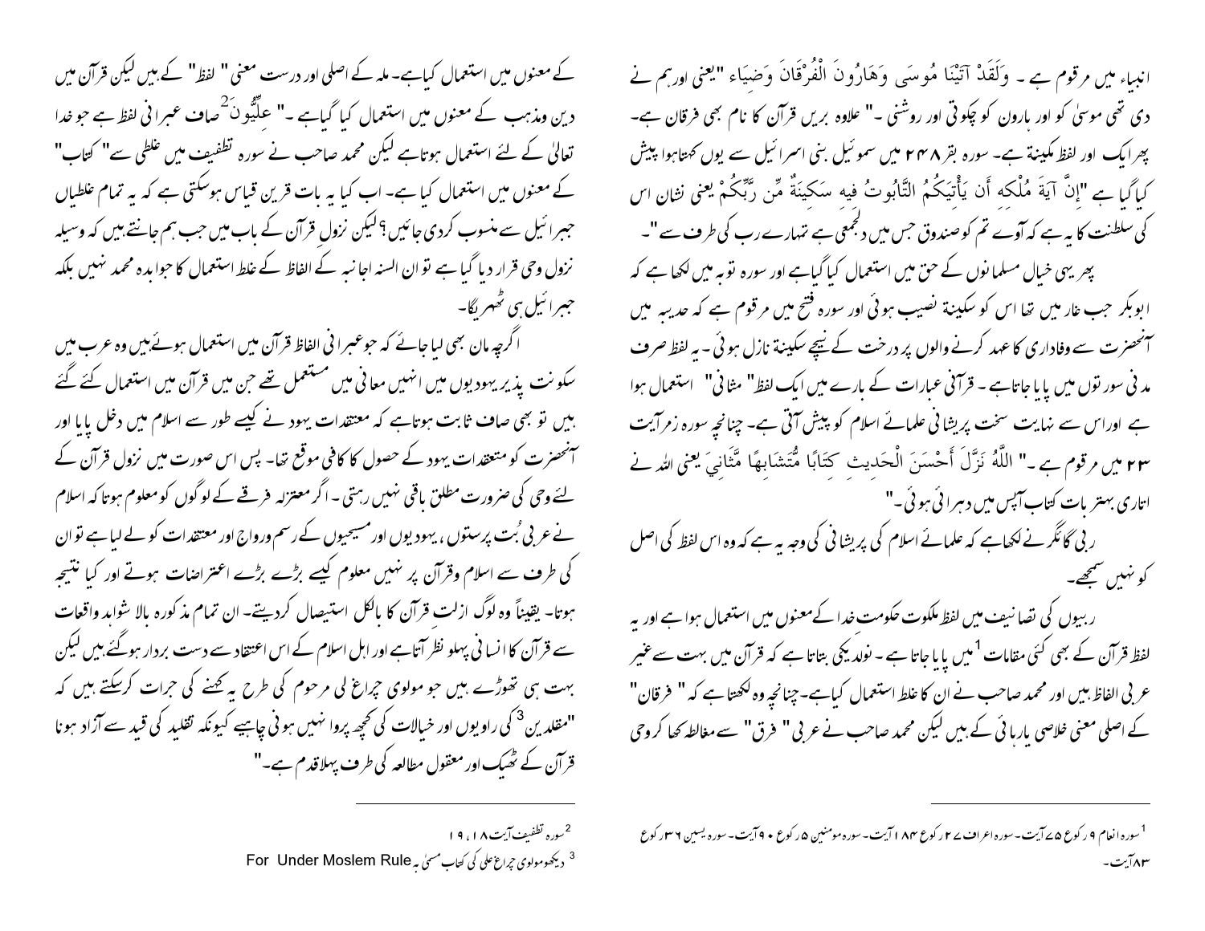انبیاء میں مرقوم ہے ۔ وَلَقَدْ آتَيْنَا مُوسَى وَهَارُونَ الْفُرْقَانَ وَضِيَاء "یعنی اورہم نے دی تھی موسیٰ کو اور ہارون کو چکوتی اور روشنی ۔" علاوہ بریں قرآن کا نام بھی فرقان ہے۔ پھر ایک اور لفظ سکینۃ ہے۔ سورہ بقر ۲۴۸ میں سموئیل بنی اسرائیل سے یوں کہتا ہوا پیش کیا گیا ہے "إِنَّ آيَةَ مُلْكِهِ أَن يَأْتِيَكُمُ التَّابُوتُ فِيهِ سَكِينَةٌ مِّن رَّبِّكُمْ یعنی نشان اس کی سلطنت کا یہ ہے کہ آوے تم کو صندوق جس میں دلجمعی ہے تمہارے رب کی طرف سے "۔

پھر یہی خیال مسلمانوں کے حق میں استعمال کیا گیا ہے اور سورہ توبہ میں لکھا ہے کہ ابوبکر جب غار میں تھا اس کو سکینۃ نصیب ہوئی اور سورہ فتح میں مرقوم ہے کہ حدیبیہ میں آنحضرت سے وفاداری کا عہد کرنے والوں پر درخت کے نیچے سکینۃ نازل ہوئی ۔ یہ لفظ صرف مدنی سورتوں میں پایا جاتا ہے ۔ قرآنی عبارات کے بارے میں ایک لفظ" مثانی" استعمال ہوا ہے اوراس سے نہایت سخت پریشانی علمائے اسلام کو پیش آتی ہے۔ چنانچہ سورہ زمرآیت ۲۳ میں مرقوم ہے ۔" اللَّهُ نَزَّلَ أَحْسَنَ الْحَدِيثِ كِتَابًا مُّتَشَابِهًا مَّثَانِيَ یعنی اللہ نے اتاری بہتر بات کتاب آپس میں دہرائی ہوئی ۔"

ربی گائگر نے لکھا ہے کہ علمائے اسلام کی پریشانی کی وجہ یہ ہے کہ وہ اس لفظ کی اصل کو نہیں سمجھے۔

ربیوں کی تصانیف میں لفظ ملکوت حکومت خدا کے معنوں میں استعمال ہوا ہے اور یہ لفظ قرآن کے بھی کئی مقامات [1] میں پایا جاتا ہے ۔ نولدیکی بتاتا ہے کہ قرآن میں بہت سے غیر عربی الفاظ ہیں اور محمد صاحب نے ان کا غلط استعمال کیا ہے۔چنانچہ وہ لکھتا ہے کہ " فرقان" کے اصلی معنی خلاصی یا رہائی کے ہیں لیکن محمد صاحب نے عربی " فرق" سے مغالطہ کھا کر وحی کے معنوں میں استعمال کیا ہے۔ ملہ کے اصلی اور درست معنی " لفظ" کے ہیں لیکن قرآن میں دین ومذہب کے معنوں میں استعمال کیا گیا ہے ۔" عِلِّيُّونَ [2] صاف عبرانی لفظ ہے جو خدا تعالیٰ کے لئے استعمال ہوتا ہے لیکن محمد صاحب نے سورہ تطفیف میں غلطی سے " کتاب" کے معنوں میں استعمال کیا ہے۔ اب کیا یہ بات قرین قیاس ہوسکتی ہے کہ یہ تمام غلطیاں جبرائیل سے منسوب کردی جائیں؟ لیکن نزولِ قرآن کے باب میں جب ہم جانتے ہیں کہ وسیلہ نزول وحی قرار دیا گیا ہے تو ان السنہ اجانبہ کے الفاظ کے غلط استعمال کا جوابدہ محمد نہیں بلکہ جبرائیل ہی ٹھہریگا۔

اگرچہ مان بھی لیا جائے کہ جوعبرانی الفاظ قرآن میں استعمال ہوئے ہیں وہ عرب میں سکونت پذیر یہودیوں میں انہیں معانی میں مستعمل تھے جن میں قرآن میں استعمال کئے گئے ہیں تو بھی صاف ثابت ہوتا ہے کہ معتقدات یہود نے کیسے طور سے اسلام میں دخل پایا اور آنحضرت کو معتقدات یہود کے حصول کا کافی موقع تھا۔ پس اس صورت میں نزول قرآن کے لئے وحی کی ضرورت مطلق باقی نہیں رہتی ۔ اگر معتزلہ فرقے کے لوگوں کو معلوم ہوتا کہ اسلام نے عربی بُت پرستوں ، یہودیوں اور مسیحیوں کے رسم ورواج اور معتقدات کو لے لیا ہے تو ان کی طرف سے اسلام وقرآن پر نہیں معلوم کیسے بڑے بڑے اعتراضات ہوتے اور کیا نتیجہ ہوتا۔ یقیناً وہ لوگ ازلت قرآن کا بالکل استیصال کردیتے۔ ان تمام مذکورہ بالا شواہد واقعات سے قرآن کا انسانی پہلو نظر آتا ہے اور اہل اسلام کے اس اعتقاد سے دست بردار ہوگئے ہیں لیکن بہت ہی تھوڑے ہیں جو مولوی چراغ لی مرحوم کی طرح یہ کہنے کی جرات کرسکتے ہیں کہ "مقلدین [3] کی راویوں اور خیالات کی کچھ پروا نہیں ہونی چاہیے کیونکہ تقلید کی قید سے آزاد ہونا قرآن کے ٹھیک اور معقول مطالعہ کی طرف پہلاقدم ہے۔"

---

[1] سورہ انعام ۹ رکوع ۷۵آیت۔ سورہ اعراف ۲۲ رکوع ۱۸۴ آیت۔ سورہ مومنین ۵ رکوع ۹۰آیت۔ سورہ یسین ۶ ۳رکوع ۸۳آیت۔

[2] سورہ تطفیف آیت ۱۸ ، ۱۹

[3] دیکھو مولوی چراغ علی کی کتاب مسمیٰ بہ For Under Moslem Rule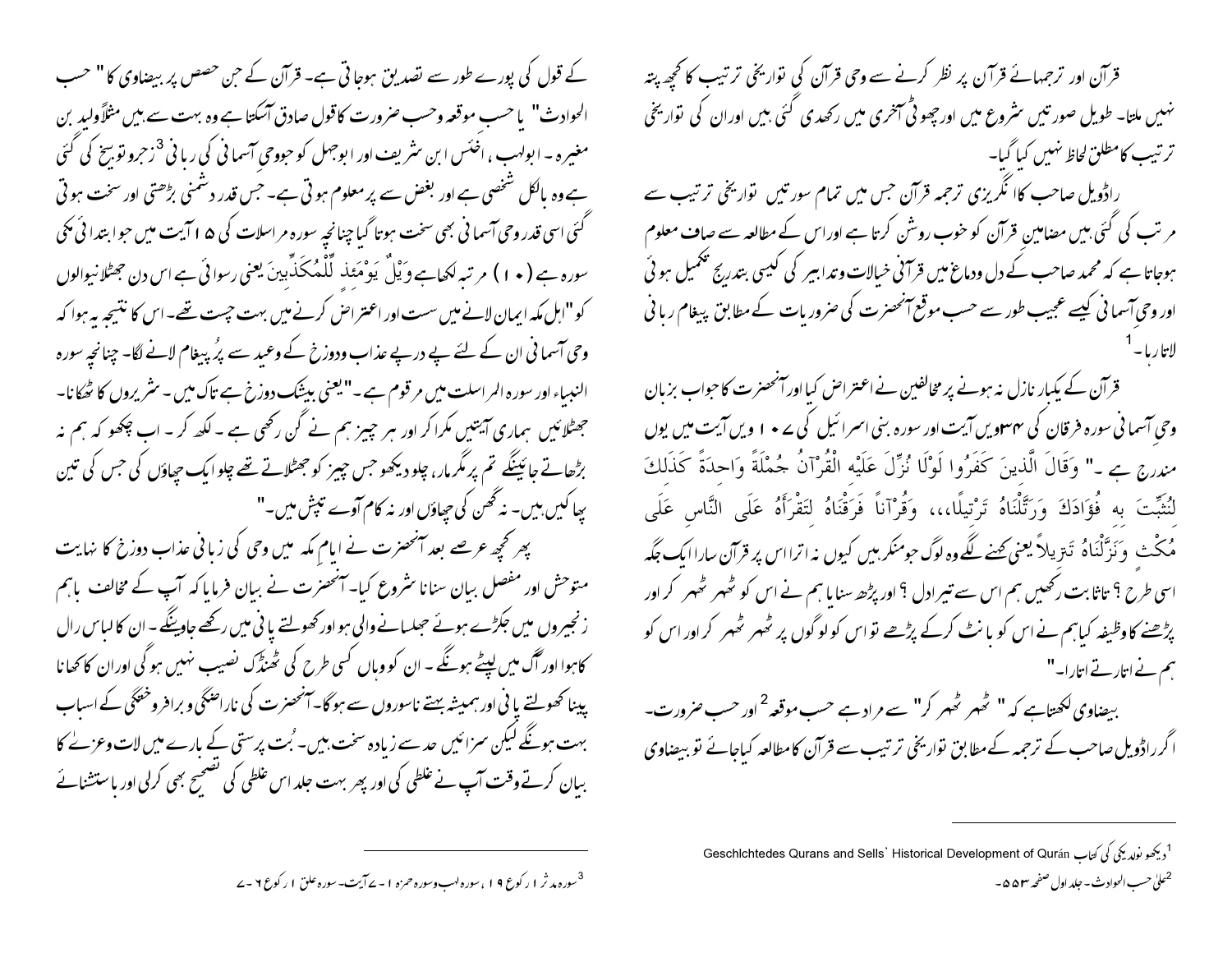قرآن اور ترجمہائے قرآن پر نظر کرنے سے وحی قرآن کی تواریخی ترتیب کا کچھ پتہ نہیں ملتا۔ طویل صورتیں شروع میں اور چھوٹی آخری میں رکھدی گئی ہیں اور ان کی تواریخی ترتیب کا مطلق لحاظ نہیں کیا گیا۔

راڈویل صاحب کا انگریزی ترجمہ قرآن جس میں تمام سورتیں تواریخی ترتیب سے مرتب کی گئی ہیں مضامین قرآن کو خوب روشن کرتا ہے اور اس کے مطالعہ سے صاف معلوم ہوجاتا ہے کہ محمد صاحب کے دل ودماغ میں قرآنی خیالات وتدابیر کی کیسی بتدریج تکمیل ہوئی اور وحی آسمانی کیسے عجیب طور سے حسب موقع آنحضرت کی ضروریات کے مطابق پیغام ربانی لاتا رہا۔[1]

قرآن کے یکبار نازل نہ ہونے پر مخالفین نے اعتراض کیا اور آنحضرت کا جواب بزبان وحی آسمانی سورہ فرقان کی ۳۴ ویں آیت اور سورہ بنی اسرائیل کی ۱۰۷ ویں آیت میں یوں مندرج ہے ۔" وَقَالَ الَّذِينَ كَفَرُوا لَوْلَا نُزِّلَ عَلَيْهِ الْقُرْآنُ جُمْلَةً وَاحِدَةً كَذَلِكَ لِنُثَبِّتَ بِهِ فُؤَادَكَ وَرَتَّلْنَاهُ تَرْتِيلًا،،، وَقُرْآناً فَرَقْنَاهُ لِتَقْرَأَهُ عَلَى النَّاسِ عَلَى مُكْثٍ وَنَزَّلْنَاهُ تَنْزِيلاً یعنی کہنے لگے وہ لوگ جومنکر ہیں کیوں نہ اترا اس پر قرآن سارا ایک جگہ اسی طرح ؟ تاثابت رکھیں ہم اس سے تیرا دل ؟ اور پڑھ سنایا ہم نے اس کو ٹھہر ٹھہر کر اور پڑھنے کا وظیفہ کیا ہم نے اس کو بانٹ کرکے پڑھے تو اس کو لوگوں پر ٹھہر ٹھہر کر اور اس کو ہم نے اتارتے اتارا۔"

بیضاوی لکھتاہے کہ " ٹھہر ٹھہر کر" سے مراد ہے حسب موقعہ[2] اور حسب ضرورت۔ اگر راڈویل صاحب کے ترجمہ کے مطابق تواریخی ترتیب سے قرآن کا مطالعہ کیا جائے تو بیضاوی کے قول کی پورے طور سے تصدیق ہوجاتی ہے۔ قرآن کے جن حصص پر بیضاوی کا" حسب الحوادث" یا حسب موقعہ وحسب ضرورت کا قول صادق آسکتا ہے وہ بہت سے ہیں مثلاً ولید بن مغیرہ ۔ ابولہب ، اخنس ابن شریف اور ابوجہل کو جو وحی آسمانی کی ربانی[3] زجرو توبیخ کی گئی ہے وہ بالکل شخصی ہے اور بغض سے پر معلوم ہوتی ہے۔ جس قدر دشمنی بڑھتی اور سخت ہوتی گئی اسی قدر وحی آسمانی بھی سخت ہوتا گیا چنانچہ سورہ مراسلات کی ۱۵ آیت میں جو ابتدائی مکی سورہ ہے (۱۰) مرتبہ لکھاہے وَيْلٌ يَوْمَئِذٍ لِّلْمُكَذِّبِينَ یعنی رسوائی ہے اس دن جھٹلانیوالوں کو "اہل مکہ ایمان لانے میں سست اور اعتراض کرنے میں بہت چست تھے۔ اس کا نتیجہ یہ ہوا کہ وحی آسمانی ان کے لئے پے درپے عذاب ودوزخ کے وعید سے پُر پیغام لانے لگا۔ چنانچہ سورہ النبیاء اور سورہ المراسلت میں مرقوم ہے ۔"یعنی بیشک دوزخ ہے تاک میں ۔ شریروں کا ٹھکانا۔ جھٹلائیں ہماری آیتیں مکرا کر اور ہر چیز ہم نے گن رکھی ہے ۔ لکھ کر ۔ اب چکھو کہ ہم نہ بڑھاتے جائینگے تم پر مگر مار، چلو دیکھو جس چیز کو جھٹلاتے تھے چلو ایک چھاؤں کی جس کی تین پھا کیں ہیں۔ نہ گھن کی چھاؤں اور نہ کام آوے تپش میں۔"

پھر کچھ عرصے بعد آنحضرت نے ایام مکہ میں وحی کی زبانی عذاب دوزخ کا نہایت متوحش اور مفصل بیان سنانا شروع کیا۔ آنحضرت نے بیان فرمایا کہ آپ کے مخالف باہم زنجیروں میں جکڑے ہوئے جھلسانے والی ہو اور کھولتے پانی میں رکھے جاوینگے ۔ ان کا لباس رال کا ہوا اور آگ میں لپیٹے ہونگے ۔ ان کو وہاں کسی طرح کی ٹھنڈک نصیب نہیں ہوگی اور ان کا کھانا پینا کھولتے پانی اور ہمیشہ بہتے ناسوروں سے ہوگا۔ آنحضرت کی ناراضگی وبرافروختگی کے اسباب بہت ہونگے لیکن سزائیں حد سے زیادہ سخت ہیں۔ بُت پرستی کے بارے میں لات وعزےٰ کا بیان کرتے وقت آپ نے غلطی کی اور پھر بہت جلد اس غلطی کی تصحیح بھی کرلی اور باستثنائے

---

[1] دیکھو نولدیکی کی کتاب Geschlchtedes Qurans and Sells' Historical Development of Qurán

[2] علیٰ حسب الحوادث۔ جلد اول صفحہ ۵۵۳۔

[3] سورہ مدثر ۱ رکوع ۱۹ ، سورہ لہب وسورہ حمزہ ۱-۷ آیت۔ سورہ علق ۱ رکوع ۶-۷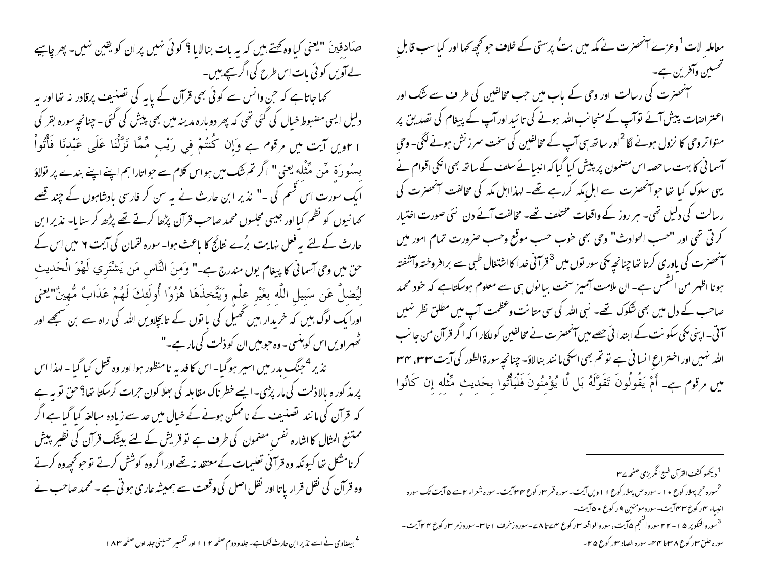معاملہ لات[1] وعزےٰ آنحضرت نے مکہ میں بتُ پرستی کے خلاف جو کچھ کہا اور کیا سب قابلِ تحسین وآفرین ہے۔

آنحضرت کی رسالت اور وحی کے باب میں جب مخالفین کی طرف سے شک اور اعتراضات پیش آئے توآپ کے منجانب اللہ ہونے کی تائید اورآپ کے پیغام کی تصدیق پر متواتروحی کا نزول ہونے لگا[2] اور ساتھ ہی آپ کے مخالفین کی سخت سرزنش ہونے لگی۔ وحیِ آسمانی کا بہت ساحصہ اس مضمون پر پیش کیا گیا کہ انبیائے سلف کے ساتھ بھی انکی اقوام نے یہی سلوک کیا تھا جوآنحضرت سے اہلِ مکہ کررہے تھے۔ لہذااہل مکہ کی مخالفت آنحضرت کی رسالت کی دلیل تھی۔ ہر روز کے واقعات مختلف تھے۔ مخالفت آئے دن نئی صورت اختیار کرتی تھی اور "حسب الحوادث" وحی بھی خوب حسب موقع وحسب ضرورت تمام امور میں آنحضرت کی یاوری کرتا تھاچنانچہ مکی سورتوں میں[3] قرآنی خدا کا اشتغال طبی سے برافروختہ وآشفتہ ہونا اظہر من الشمس ہے۔ ان ملامت آمیز سخت بیانوں ہی سے معلوم ہوسکتاہے کہ خود محمد صاحب کے دل میں بھی شکوک تھے۔ نبی اللہ کی سی متانت وعظمت آپ میں مطلق نظر نہیں آتی۔ اپنی مکی سکونت کے ابتدائی حصے میں آنحضرت نے مخالفین کوللکارا کہ اگر قرآن من جانب اللہ نہیں اور اختراع انسانی ہے تو تم بھی اسکی مانند بنالاؤ۔ چنانچہ سورۃ الطور کی آیت ۳۳، ۳۴ میں مرقوم ہے۔ أَمْ يَقُولُونَ تَقَوَّلَهُ بَل لَّا يُؤْمِنُونَ فَلْيَأْتُوا بِحَدِيثٍ مِّثْلِهِ إِن كَانُوا صَادِقِينَ "یعنی کیا وہ کہتے ہیں کہ یہ بات بنالایا؟ کوئی نہیں پر ان کو یقین نہیں۔ پھر چاہیے لے آویں کوئی بات اس طرح کی اگر سچے ہیں۔

کہا جاتاہے کہ جن وانس سے کوئی بھی قرآن کے پایہ کی تصنیف پرقادر نہ تھا اور یہ دلیل ایسی مضبوط خیال کی گئی تھی کہ پھر دوبارہ مدینہ میں بھی پیش کی گئی۔ چنانچہ سورہ بقر کی ۲۱ویں آیت میں مرقوم ہے وَإِن كُنتُمْ فِي رَيْبٍ مِّمَّا نَزَّلْنَا عَلَى عَبْدِنَا فَأْتُواْ بِسُورَةٍ مِّن مِّثْلِهِ یعنی " اگر تم شک میں ہو اس کلام سے جو اتارا ہم اپنے اپنے بندے پر تولاؤ ایک سورت اس قسم کی۔" نذیر ابن حارث نے یہ سن کر فارسی بادشاہوں کے چند قصے کہانیوں کو نظم کیا اور جیسی مجلسوں محمد صاحب قرآن پڑھا کرتے تھے پڑھ کر سنایا۔ نذیر ابن حارث کے لئے یہ فعل نہایت بُرے نتائج کا باعث ہوا۔ سورہ لقمان کی آیت ۶ میں اس کے حق میں وحی آسمانی کا پیغام یوں مندرج ہے۔" وَمِنَ النَّاسِ مَن يَشْتَرِي لَهْوَ الْحَدِيثِ لِيُضِلَّ عَن سَبِيلِ اللَّهِ بِغَيْرِ عِلْمٍ وَيَتَّخِذَهَا هُزُوًا أُولَئِكَ لَهُمْ عَذَابٌ مُّهِينٌ"یعنی اورایک لوگ ہیں کہ خریدار ہیں کھیل کی باتوں کے تابچلاویں اللہ کی راہ سے بن سمجھے اور ٹھہراویں اس کوہنسی۔ وہ جو ہیں ان کو ذلت کی مار ہے۔"

نذیر[4] جنگ بدر میں اسیر ہو گیا۔ اس کا فدیہ نامنظور ہوا اور وہ قتل کیا گیا۔ لہذا اس پر مذکورہ بالاذلت کی مار پڑی۔ ایسے خطرناک مقابلہ کی بھلا کون جرات کرسکتا تھا؟ حق تو یہ ہے کہ قرآن کی مانند تصنیف کے ناممکن ہونے کے خیال میں حد سے زیادہ مبالغہ کیا گیا ہے اگر ممتنع المثال کا اشارہ نفس مضمون کی طرف ہے تو قریش کے لئے بیشک قرآن کی نظیر پیش کرنا مشکل تھا کیونکہ وہ قرآنی تعلیمات کے معتقد نہ تھے اوراگروہ کوشش کرتے تو جو کچھ وہ کرتے وہ قرآن کی نقل قرار پاتا اور نقل اصل کی وقعت سے ہمیشہ عاری ہوتی ہے۔ محمد صاحب نے

---

[1] دیکھو کشف القرآن طبع انگریزی صفحہ ۳۷

[2] سورہ حجر پہلا رکوع ۱۰۔ سورہ ص پہلا رکوع ۱۱ویں آیت۔ سورہ قمر ۳رکوع ۴۳آیت۔ سورہ شعراء ۲ سے ۵آیت تک سورہ انبیاء ۴رکوع ۴۳آیت۔ سورہ مومنین ۹رکوع ۵۰آیت۔

[3] سورہ التکویر ۱۵-۲۲ سورہ النجم ۵آیت، سورہ الواقعہ ۳رکوع ۷۴تا۸۷۔ سورہ زخرف ۱تا۳۔ سورہ زمر ۳رکوع ۲۴آیت۔ سورہ علق ۳رکوع ۸تا۴۴۔ سورہ الصاد ۳رکوع ۲۵۔

[4] بیضاوی نے اسے نذیر ابن حارث لکھاہے۔ جلد دوم صفحہ ۱۱۲ اور تفسیر حسینی جلد اول صفحہ ۱۸۳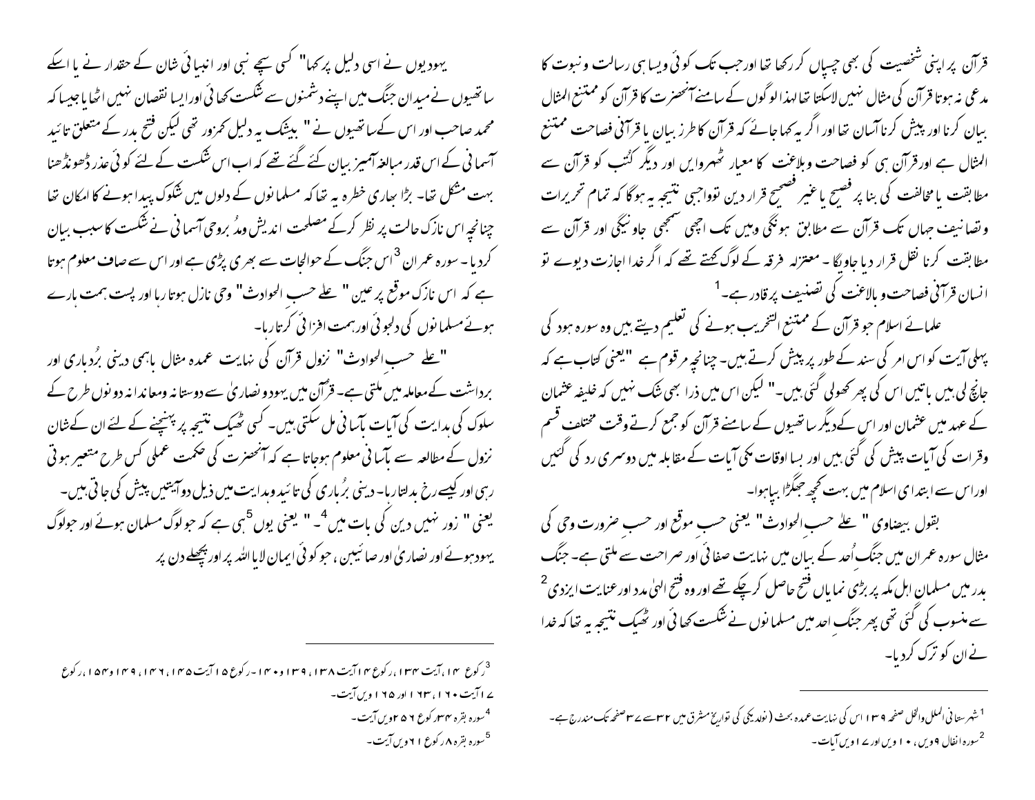قرآن پر اپنی شخصیت کی بھی چسپاں کر رکھا تھا اور جب تک کوئی ویسا ہی رسالت ونبوت کا مدعی نہ ہوتا قرآن کی مثال نہیں لاسکتا تھا لہذا لوگوں کے سامنے آنحضرت کا قرآن کو ممتنع المثال بیان کرنا اور پیش کرنا آسان تھا اور اگر یہ کہا جائے کہ قرآن کا طرز بیان یا قرآنی فصاحت ممتنع المثال ہے اور قرآن ہی کو فصاحت وبلاغت کا معیار ٹھہروایں اور دیگر کُتب کو قرآن سے مطابقت یا مخالفت کی بنا پر فصیح یا غیر فصیح قرار دیں تو واجبی نتیجہ یہ ہوگا کہ تمام تحریرات وتصانیف جہاں تک قرآن سے مطابق ہونگی وہیں تک اچھی سمجھی جاوینگی اور قرآن سے مطابقت کرنا نقل قرار دیا جاویگا ۔ معتزلہ فرقہ کے لوگ کہتے تھے کہ اگر خدا اجازت دیوے تو انسان قرآنی فصاحت وبالاغت کی تصنیف پر قادر ہے۔[1]

علمائے اسلام جو قرآن کے ممتنع التحریب ہونے کی تعلیم دیتے ہیں وہ سورہ ہود کی پہلی آیت کو اس امر کی سند کے طور پر پیش کرتے ہیں۔ چنانچہ مرقوم ہے "یعنی کتاب ہے کہ جانچ لی ہیں باتیں اس کی پھر کھولی گئی ہیں۔" لیکن اس میں ذرا بھی شک نہیں کہ خلیفہ عثمان کے عہد میں عثمان اور اس کے دیگر ساتھیوں کے سامنے قرآن کو جمع کرتے وقت مختلف قسم وقرات کی آیات پیش کی گئی ہیں اور بسا اوقات بکی آیات کے مقابلہ میں دوسری رد کی گئیں اور اس سے ابتدای اسلام میں بہت کچھ جھگڑا بپاہوا۔

بقول بیضاوی " علے حسب الحوادث" یعنی حسب موقع اور حسب ضرورت وحی کی مثال سورہ عمران میں جنگ اُحد کے بیان میں نہایت صفائی اور صراحت سے ملتی ہے۔ جنگ بدر میں مسلمان اہل مکہ پر بڑی نمایاں فتح حاصل کر چکے تھے اور وہ فتح الہیٰ مدد اور عنایت ایزدی[2] سے منسوب کی گئی تھی پھر جنگِ احد میں مسلمانوں نے شکست کھائی اور ٹھیک نتیجہ یہ تھا کہ خدا نے ان کو ترک کردیا۔

یہودیوں نے اسی دلیل پر کہا" کسی سچے نبی اور انبیائی شان کے حقدار نے یا اسکے ساتھیوں نے میدان جنگ میں اپنے دشمنوں سے شکست کھائی اور ایسا نقصان نہیں اٹھایا جیسا کہ محمد صاحب اور اس کے ساتھیوں نے " بیشک یہ دلیل کمزور تھی لیکن فتح بدر کے متعلق تائید آسمانی کے اس قدر مبالغہ آمیز بیان کئے گئے تھے کہ اب اس شکست کے لئے کوئی عذر ڈھونڈھنا بہت مشکل تھا۔ بڑا بھاری خطرہ یہ تھا کہ مسلمانوں کے دلوں میں شکوک پیدا ہونے کا امکان تھا چنانچہ اس نازک حالت پر نظر کرکے مصلحت اندیش ومدُبروحی آسمانی نے شکست کا سبب بیان کردیا۔ سورہ عمران[3] اس جنگ کے حوالجات سے بھری پڑی ہے اور اس سے صاف معلوم ہوتا ہے کہ اس نازک موقع پر عین " علے حسب الحوادث" وحی نازل ہوتا رہا اور پست ہمت ہارے ہوئے مسلمانوں کی دلجوئی اور ہمت افزائی کرتا رہا۔

"علے حسب الحوادث" نزول قرآن کی نہایت عمدہ مثال باہمی دینی برُدباری اور برداشت کے معاملہ میں ملتی ہے۔ قرآن میں یہود ونصاریٰ سے دوستانہ ومعاندانہ دونوں طرح کے سلوک کی ہدایت کی آیات بآسانی مل سکتی ہیں۔ کسی ٹھیک نتیجہ پر پہنچنے کے لئے ان کے شان نزول کے مطالعہ سے بآسانی معلوم ہوجاتا ہے کہ آنحضرت کی حکمت عملی کس طرح متغیر ہوتی رہی اور کیسے رخ بدلتا رہا۔ دینی برُباری کی تائید وہدایت میں ذیل دوآیتیں پیش کی جاتی ہیں۔ یعنی " زور نہیں دین کی بات میں[4] ۔" یعنی یوں[5] ہی ہے کہ جو لوگ مسلمان ہوئے اور جولوگ یہود ہوئے اور نصاریٰ اور صابئین ، جو کوئی ایمان لایا اللہ پر اور پچھلے دن پر

---

[1] شہرستانی الملل والخل صفحہ ۱۳۹ اس کی نہایت عمدہ بحث ( نولدیکی کی تواریخ مشرق میں ۳۲ سے ۳۷ صفحہ تک مندرج ہے۔

[2] سورہ انفال ۹ ویں ، ۱۰ ویں اور ۱۷ ویں آیات۔

[3] رکوع ۱۴ ، آیت ۱۳۴ ، رکوع ۱۴ آیت ۱۳۸ ، ۱۳۹ و ۱۴۰ ۔ رکوع ۱۵ آیت ۱۴۵ ، ۱۴۶ ، ۱۴۹ و ۱۵۳ ، رکوع ۱۷ آیت ۱۶۰ ، ۱۶۳ اور ۱۶۵ ویں آیت۔

[4] سورہ بقرہ ۳۴ رکوع ۲۵۶ ویں آیت۔

[5] سورہ بقرہ ۸ رکوع ۶۱ ویں آیت۔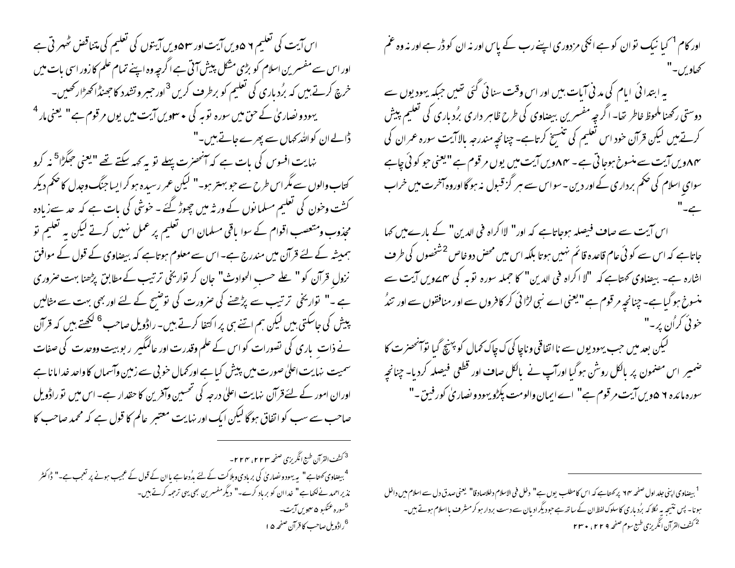اور کام[1] کیا نیک تو ان کو ہے انکی مزدوری اپنے رب کے پاس اور نہ ان کو ڈر ہے اور نہ وہ غم کھاویں۔"

یہ ابتدائی ایام کی مدنی آیات ہیں اور اس وقت سنائی گئی تھیں جبکہ یہودیوں سے دوستی رکھنا ملحوظ خاطر تھا۔ اگرچہ مفسرین بیضاوی کی طرح ظاہر داری بُردباری کی تعلیم پیش کرتے ہیں لیکن قرآن خود اس تعلیم کی تنسیخ کرتاہے۔ چنانچہ مندرجہ بالاآیت سورہ عمران کی ۸۴ویں آیت سے منسوخ ہوجاتی ہے۔ ۸۴ویں آیت میں یوں مرقوم ہے "یعنی جو کوئی چاہے سوای اسلام کی حکم برداری کے اور دین۔ سو اس سے ہر گز قبول نہ ہوگا اور وہ آخرت میں خراب ہے۔"

اس آیت سے صاف فیصلہ ہوجاتاہے کہ اور" لااکراہ فی الدین" کے بارے میں کہا جاتاہے کہ اس سے کوئی عام قاعدہ قائم نہیں ہوتا بلکہ اس میں محض دو خاص [2] شخصوں کی طرف اشارہ ہے۔ بیضاوی کہتاہے کہ "لااکراہ فی الدین" کا جملہ سورہ توبہ کی ۷۴ویں آیت سے منسوخ ہوگیاہے۔ چنانچہ مرقوم ہے "یعنی اے نبی لڑائی کر کافروں سے اور منافقوں سے اور تندُ خوئی کر اُن پر۔"

لیکن بعد میں جب یہودیوں سے نااتفاقی وناچاکی ک چاک کمال کو پہنچ گیا توآنحضرت کا ضمیر اس مضمون پر بالکل روشن ہوگیا اورآپ نے بالکل صاف اور قطعی فیصلہ کردیا۔ چنانچہ سورہ مائدہ ۵۶ویں آیت مرقوم ہے" اے ایمان والومت پکڑو یہود ونصاریٰ کو رفیق۔"

اس آیت کی تعلیم ۵۶ویں آیت اور ۵۳ویں آیتوں کی تعلیم کی متناقض ٹھہر تی ہے اور اس سے مفسرین اسلام کو بڑی مشکل پیش آتی ہے اگرچہ وہ اپنے تمام علم کازور اسی بات میں خرچ کرتے ہیں کہ بُردباری کی تعلیم کو برطرف کریں [3] اور جبر وتشدد کا جھنڈا کھڑار کھیں۔

یہود ونصاریٰ کے حق میں سورہ توبہ کی ۳۰ویں آیت میں یوں مرقوم ہے" یعنی مار [4] ڈالے ان کو اللہ کہاں سے پھرے جاتے ہیں۔"

نہایت افسوس کی بات ہے کہ آنحضرت پہلے تو یہ کہہ سکتے تھے "یعنی جھگڑا [5] نہ کرو کتاب والوں سے مگر اس طرح سے جو بہتر ہو۔" لیکن عمر رسیدہ ہوکر ایسا جنگ وجدل کا حکم دیکر کشت وخون کی تعلیم مسلمانوں کے ورثہ میں چھوڑ گئے۔ خوشی کی بات ہے کہ حد سے زیادہ مجذوب ومتعصب اقوام کے سوا باقی مسلمان اس تعلیم پر عمل نہیں کرتے لیکن یہ تعلیم تو ہمیشہ کے لئے قرآن میں مندرج ہے۔ اس سے معلوم ہوتاہے کہ بیضاوی کے قول کے موافق نزولِ قرآن کو" علے حسب الحوادث" جان کر تواریخی ترتیب کے مطابق پڑھنا بہت ضروری ہے۔" تواریخی ترتیب سے پڑھنے کی ضرورت کی توضیح کے لئے اور بھی بہت سے مثالیں پیش کی جاسکتی ہیں لیکن ہم اتنے ہی پر اکتفا کرتے ہیں۔ راڈویل صاحب [6] لکھتے ہیں کہ قرآن نے ذاتِ باری کی تصورات کو اس کے علم وقدرت اور عالمگیر ربوبیت ووحدت کی صفات سمیت نہایت اعلیٰ صورت میں پیش کیاہے اورکمال خوبی سے زمین وآسماں کا واحد خدا مانا ہے اوران امور کے لئے قرآن نہایت اعلیٰ درجہ کی تحسین وآفرین کا حقدار ہے۔ اس میں تو راڈویل صاحب سے سب کو اتفاق ہوگا لیکن ایک اور نہایت معتبر عالم کا قول ہے کہ محمد صاحب کا

---

[1] بیضاوی اپنی جلد اول صفحہ ۶۴ پر کہتاہے کہ اس کا مطلب یوں ہے" دخل فی الاسلام دخلاصادقا" یعنی صدق دل سے اسلام میں داخل ہونا۔ پس نتیجہ یہ نکلا کہ بُردباری کا سلوک لفظاً ان کے ساتھ ہے جو دیگر ادیان سے دست بردار ہوکر مشرف با اسلام ہوتے ہیں۔

[2] کشف القرآن انگریزی طبع سوم صفحہ ۲۲۹، ۲۳۰

[3] کشف القرآن طبع انگریزی صفحہ ۲۲۳، ۲۲۴۔

[4] بیضاوی کہتاہے" یہ یہود ونصاریٰ کی بربادی وہلاکت کے لئے بدُدعاہے یا ان کے قول کے عجیب ہونے پر تعجب ہے۔" ڈاکٹر نذیر احمد نے لکھا ہے" خدا ان کو برباد کرے۔" دیگر مفسرین بھی یہی ترجمہ کرتے ہیں۔

[5] سورہ عنکبو ۴۵ویں آیت۔

[6] راڈویل صاحب کا قرآن صفحہ ۱۵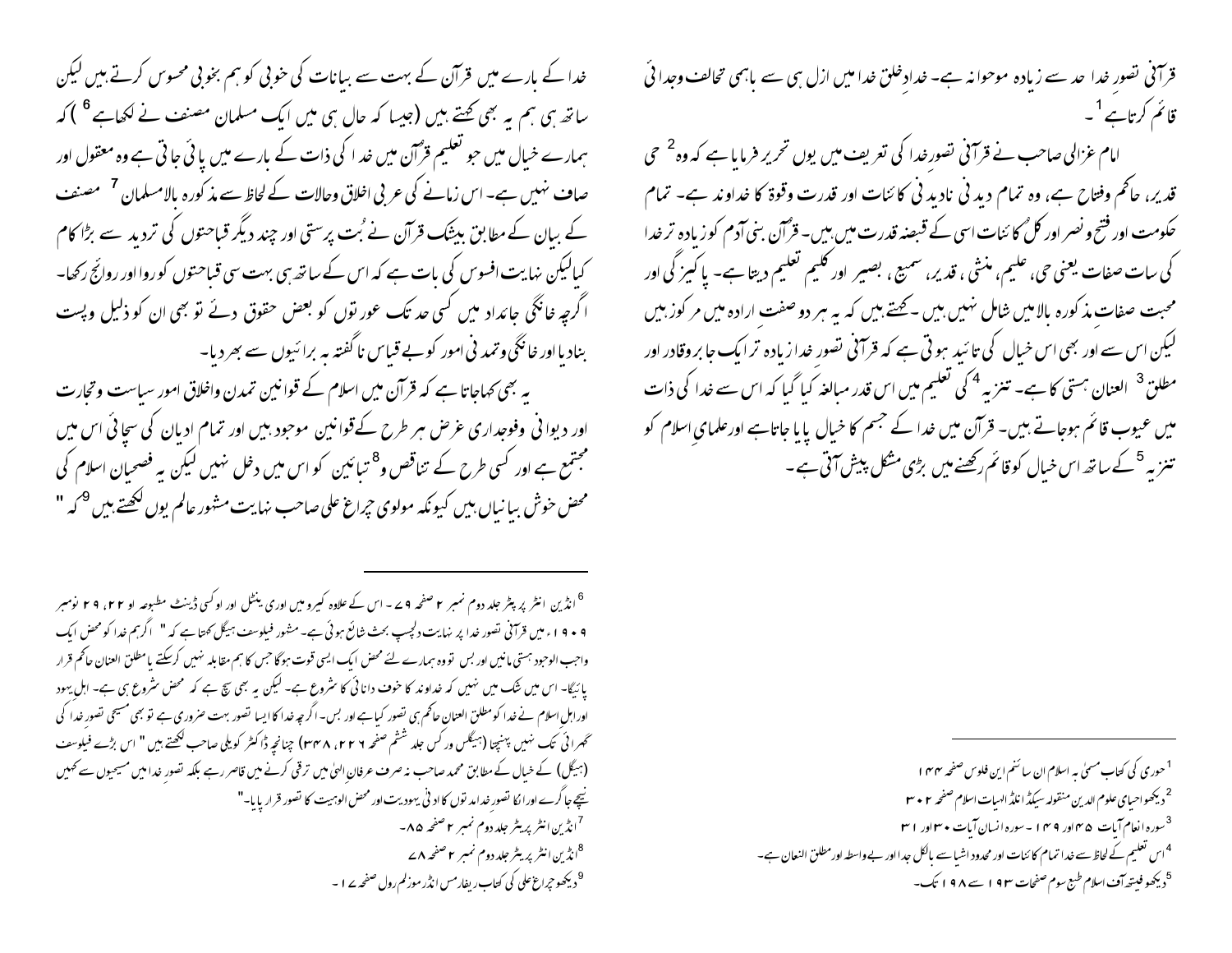قرآنی تصور خدا حد سے زیادہ موحوانہ ہے۔ خدا دِخلق خدا میں ازل ہی سے باہمی تخالف وجدائی قائم کرتا ہے[1]۔

امام غزالی صاحب نے قرآنی تصورِ خدا کی تعریف میں یوں تحریر فرمایا ہے کہ وہ[2] حی قدیر، حاکم وفتاح ہے، وہ تمام دیدنی نادیدنی کائنات اور قدرت وقوۃ کا خداوند ہے۔ تمام حکومت اور فتح ونصر اور کلُ کائنات اسی کے قبضہ قدرت میں ہیں۔ قرآن بنی آدم کو زیادہ تر خدا کی سات صفات یعنی حی، علیم، منشی، قدیر، سمیع، بصیر اور کلیم تعلیم دیتا ہے۔ پاکیزگی اور محبت صفاتِ مذکورہ بالا میں شامل نہیں ہیں۔ کہتے ہیں کہ یہ ہر دو صفت ارادہ میں مرکوز ہیں لیکن اس سے اور بھی اس خیال کی تائید ہوتی ہے کہ قرآنی تصورِ خدا زیادہ تر ایک جابر وقادر اور مطلق[3] العنان ہستی کا ہے۔ تنزیہ[4] کی تعلیم میں اس قدر مبالغہ کیا گیا کہ اس سے خدا کی ذات میں عیوب قائم ہوجاتے ہیں۔ قرآن میں خدا کے جسم کا خیال پایا جاتاہے اورعلمایِ اسلام کو تنزیہ[5] کے ساتھ اس خیال کو قائم رکھنے میں بڑی مشکل پیش آتی ہے۔

خدا کے بارے میں قرآن کے بہت سے بیانات کی خوبی کو ہم بخوبی محسوس کرتے ہیں لیکن ساتھ ہی ہم یہ بھی کہتے ہیں (جیسا کہ حال ہی میں ایک مسلمان مصنف نے لکھاہے[6]) کہ ہمارے خیال میں جو تعلیم قرآن میں خدا کی ذات کے بارے میں پائی جاتی ہے وہ معقول اور صاف نہیں ہے۔ اس زمانے کی عربی اخلاق وحالات کے لحاظ سے مذکورہ بالامسلمان[7] مصنف کے بیان کے مطابق بیشک قرآن نے بُت پرستی اور چند دیگر قباحتوں کی تردید سے بڑا کام کیالیکن نہایت افسوس کی بات ہے کہ اس کے ساتھ ہی بہت سی قباحتوں کوروا اور روائج رکھا۔ اگرچہ خانگی جانداد میں کسی حد تک عورتوں کو بعض حقوق دئے تو بھی ان کو ذلیل وپست بنادیا اور خانگی وتمدنی امور کو بے قیاس ناگفتہ بہ برائیوں سے بھر دیا۔

یہ بھی کہاجاتا ہے کہ قرآن میں اسلام کے قوانین تمدن واخلاق امور سیاست وتجارت اور دیوانی وفوجداری غرض ہر طرح کے قوانین موجود ہیں اور تمام ادیان کی سچائی اس میں مجتمع ہے اور کسی طرح کے تناقص و[8] تبائین کو اس میں دخل نہیں لیکن یہ فصحیان اسلام کی محض خوش بیانیاں ہیں کیونکہ مولوی چراغ علی صاحب نہایت مشہور عالم یوں لکھتے ہیں[9] کہ "

---

[1] حوری کی کتاب مسمیٰ بہ اسلام ان سائنس این فلوس صفحہ ۱۴۴

[2] دیکھو احیای علوم الدین منقولہ میکڈ انلڈ الہیات اسلام صفحہ ۳۰۲

[3] سورہ انعام آیات ۴۵ اور ۱۴۹ ۔ سورہ انسان آیات ۳۰ اور ۳۱

[4] اس تعلیم کے لحاظ سے خدا تمام کائنات اور محدود اشیا سے بالکل جدا اور بے واسطہ اور مطلق النعان ہے۔

[5] دیکھو فیتھ آف اسلام طبع سوم صفحات ۱۹۳ سے ۱۹۸ تک۔

[6] انڈین انٹر پر یٹر جلد دوم نمبر ۲ صفحہ ۹۷۔ اس کے علاوہ کیرو میں اوری ینٹل اور اوکسی ڈینٹ مطبوعہ ۲۲، ۲۹ نومبر ۱۹۰۹ء میں قرآنی تصور خدا پر نہایت دلچسپ بحث شائع ہوئی ہے۔ مشہور فیلوسف ہیگل کہتا ہے کہ " اگر ہم خدا کو محض ایک واجب الوجود ہستی مانیں اور بس تو وہ ہمارے لئے محض ایک ایسی قوت ہوگا جس کا ہم مقابلہ نہیں کرسکتے یا مطلق العنان حاکم قرار پائیگا۔ اس میں شک میں نہیں کہ خداوند کا خوف دانائی کا شروع ہے۔ لیکن یہ بھی سچ ہے کہ محض شروع ہی ہے۔ اہل یہود اور اہل اسلام نے خدا کو مطلق العنان حاکم ہی تصور کیا ہے اور بس۔ اگرچہ خدا کا ایسا تصور بہت ضروری ہے تو بھی مسیحی تصور خدا کی گہرائی تک نہیں پہنچتا (ہیگلس ورکس جلد ششم صفحہ ۲۲۶ ، ۳۴۸) چنانچہ ڈاکٹر کویلی صاحب لکھتے ہیں " اس بڑے فیلوسف (ہیگل) کے خیال کے مطابق محمد صاحب نہ صرف عرفانِ الہٰی میں ترقی کرنے میں قاصر رہے بلکہ تصورِ خدا میں مسیحیوں سے کہیں نیچے جا گرے اور انکا تصور خداوند توں کا ادنیٰ یہودیت اور محض الوہیت کا تصور قرار پایا۔"

[7] انڈین انٹر پریٹر جلد دوم نمبر ۲ صفحہ ۸۵۔

[8] انڈین انٹر پریٹر جلد دوم نمبر ۲ صفحہ ۸۷

[9] دیکھو چراغ علی کی کتاب ریفارمس انڈر موزلم رول صفحہ ۱۷۔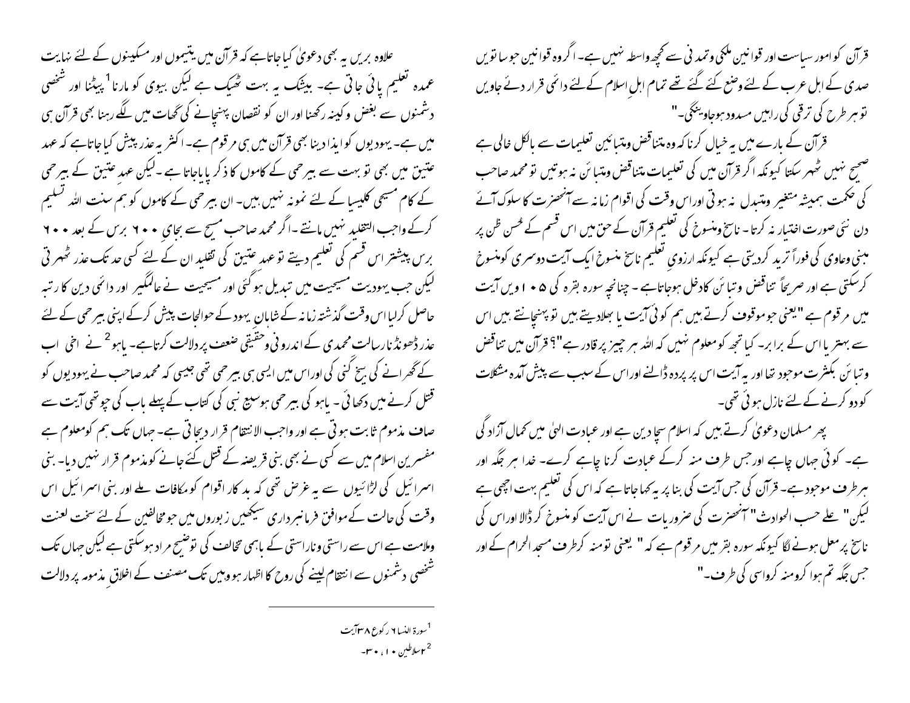قرآن کو امور سیاست اور قوانین ملکی وتمدنی سے کچھ واسطہ نہیں ہے۔ اگر وہ قوانین جو ساتویں صدی کے اہل عرب کے لئے وضع کئے گئے تھے تمام اہل اسلام کے لئے دائمی قرار دئے جاویں تو ہر طرح کی ترقی کی راہیں مسدود ہوجاوینگی۔"

قرآن کے بارے میں یہ خیال کرنا کہ وہ متناقض ومتبائین تعلیمات سے بالکل خالی ہے صحیح نہیں ٹھہر سکتا کیونکہ اگر قرآن میں کی تعلیمات متناقض ومتبائن نہ ہوتیں تو محمد صاحب کی حکمت ہمیشہ متغیر ومتبدل نہ ہوتی اوراس وقت کی اقوام زمانہ سے آنحضرت کا سلوک آئے دن نئی صورت اختیار نہ کرتا۔ ناسخ ومنسوخ کی تعلیم قرآن کے حق میں اس قسم کے حُسن ظن پر مبنی وعاوی کی فوراً تردید کردیتی ہے کیونکہ ارزوی تعلیم ناسخ منسوخ ایک آیت دوسری کومنسوخ کرسکتی ہے اور صریحاً تناقض وتبائن کادخل ہوجاتاہے ۔ چنانچہ سورہ بقرہ کی ۱۰۵ ویں آیت میں مرقوم ہے "یعنی جو موقوف کرتے ہیں ہم کوئی آیت یا بھلادیتے ہیں تو پہنچاتے ہیں اس سے بہتر یا اس کے برابر۔ کیا تجھ کو معلوم نہیں کہ اللہ ہر چیز پر قادر ہے"؟ قرآن میں تناقض وتبائن بکثرت موجود تھا اور یہ آیت اس پر پردہ ڈالنے اوراس کے سبب سے پیش آمدہ مشکلات کو دو کرنے کے لئے نازل ہوئی تھی۔

پھر مسلمان دعویٰ کرتے ہیں کہ اسلام سچا دین ہے اور عبادت الہیٰ میں کمال آزادگی ہے۔ کوئی جہاں چاہے اور جس طرف منہ کرکے عبادت کرنا چاہے کرے۔ خدا ہر جگہ اور ہر طرف موجود ہے۔ قرآن کی جس آیت کی بنا پر یہ کہا جاتاہے کہ اس کی تعلیم بہت اچھی ہے لیکن " علےٰ حسب الحوادث" آنحضرت کی ضروریات نے اس آیت کو منسوخ کرڈالا اوراس کی ناسخ پر معل ہونے لگا کیونکہ سورہ بقر میں مرقوم ہے کہ " یعنی تومنہ کرطرف مسجد الحرام کے اور جس جگہ تم ہوا کرومنہ کرواسی کی طرف۔"

علاوہ بریں یہ بھی دعویٰ کیا جاتاہے کہ قرآن میں یتیموں اور مسکینوں کے لئے نہایت عمدہ تعلیم پائی جاتی ہے۔ بیشک یہ بہت ٹھیک ہے لیکن بیوی کو مارنا[1] پیٹنا اور شخصی دشمنوں سے بغض وکینہ رکھنا اور ان کو نقصان پہنچانے کی گھات میں لگے رہنا بھی قرآن ہی میں ہے۔ یہودیوں کو ایذا دینا بھی قرآن میں ہی مرقوم ہے۔ اکثر یہ عذر پیش کیا جاتاہے کہ عہد عتیق میں بھی تو بہت سے بیرحمی کے کاموں کا ذکر پایاجاتا ہے ۔لیکن عہد عتیق کے بیرحمی کے کام مسیحی کلیسیا کے لئے نمونہ نہیں ہیں۔ ان بیرحمی کے کاموں کو ہم سنت اللہ تسلیم کرکے واجب التقلید نہیں مانتے ۔اگر محمد صاحب مسیح سے بجای ۶۰۰ برس کے بعد ۶۰۰ برس پیشتر اس قسم کی تعلیم دیتے تو عہد عتیق کی تقلید ان کے لئے کسی حد تک عذر ٹھہرتی لیکن جب یہودیت مسیحیت میں تبدیل ہوگئی اور مسیحیت نے عالمگیر اور دائمی دین کا رتبہ حاصل کرلیا اس وقت گذشتہ زمانہ کے شاہان یہود کے حوالجات پیش کرکے اپنی بیرحمی کے لئے عذر ڈھونڈنا رسالت محمدی کے اندرونی وحقیقی ضعف پر دلالت کرتاہے۔ یاہو[2] نے اخی اب کے گھرانے کی بیخ کنی کی اوراس میں ایسی ہی بیرحمی تھی جیسی کہ محمد صاحب نے یہودیوں کو قتل کرنے میں دکھائی۔ یاہو کی بیرحمی ہوسیع نبی کی کتاب کے پہلے باب کی چوتھی آیت سے صاف مذموم ثابت ہوتی ہے اور واجب الانتقام قرار دیجاتی ہے۔ جہاں تک ہم کومعلوم ہے مفسرین اسلام میں سے کسی نے بھی بنی قریضہ کے قتل کئے جانے کومذموم قرار نہیں دیا۔ بنی اسرائیل کی لڑائیوں سے یہ غرض تھی کہ بدکار اقوام کو مکافات ملے اور بنی اسرائیل اس وقت کی حالت کے موافق فرمانبرداری سیکھیں زبوروں میں جومخالفین کے لئے سخت لعنت وملامت ہے اس سے راستی وناراستی کے باہمی تخالف کی توضیح مراد ہوسکتی ہے لیکن جہاں تک شخصی دشمنوں سے انتقام لینے کی روح کا اظہار ہو وہیں تک مصنف کے اخلاقِ مذمومہ پر دلالت

[1] سورة النسا ۶ رکوع ۳۸ آیت

[2] ۲سلاطین ۱۰: ۳۰۔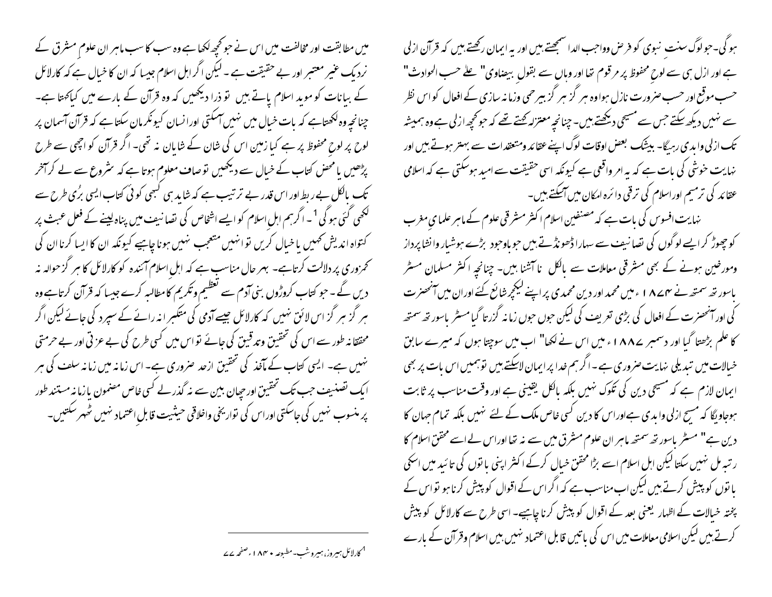ہو گی۔ جو لوگ سنتِ نبوی کو فرض وواجب الدا سمجھتے ہیں اور یہ ایمان رکھتے ہیں کہ قرآن ازلی ہے اور ازل ہی سے لوحِ محفوظ پر مرقوم تھا اور وہاں سے بقول بیضاوی " علٰے حسب الحوادث" حسب موقع اور حسب ضرورت نازل ہوا وہ ہر گز ہر گز بیرحمی وزمانہ سازی کے افعال کو اس نظر سے نہیں دیکھ سکتے جس سے مسیحی دیکھتے ہیں۔ چنانچہ معتزلہ کہتے تھے کہ جو کچھ ازلی ہے وہ ہمیشہ تک ازلی وابدی رہیگا۔ بیشک بعض اوقات لوگ اپنے عقائد ومتعقدات سے بہتر ہوتے ہیں اور نہایت خوشی کی بات ہے کہ یہ امر واقعی ہے کیونکہ اسی حقیقت سے امید ہوسکتی ہے کہ اسلامی عقائد کی ترمیم اور اسلام کی ترقی دائرہ امکان میں آسکتے ہیں۔

نہایت افسوس کی بات ہے کہ مصنفین اسلام اکثر مشرقی علوم کے ماہر علمائ مغرب کو چھوڑ کر ایسے لوگوں کی تصانیف سے سہارا ڈھونڈتے ہیں جو باوجود بڑے ہوشیار وانشا پرداز ومورخین ہونے کے بھی مشرقی معاملات سے بالکل ناآشنا ہیں۔ چنانچہ اکثر مسلمان مسٹر باسورتھ سمتھ نے ۱۸۷۴ء میں محمد اور دین محمدی پر اپنے لیکچر شائع کئے اوران میں آنحضرت کی اور آنحضرت کے افعال کی بڑی تعریف کی لیکن جوں جوں زمانہ گزرتا گیا مسٹر باسورتھ سمتھ کا علم بڑھتا گیا اور دسمبر ۱۸۸۷ء میں اس نے لکھا" اب میں سوچتا ہوں کہ میرے سابق خیالات میں تبدیلی نہایت ضروری ہے۔ اگر ہم خدا پر ایمان لاسکتے ہیں تو ہمیں اس بات پر بھی ایمان لازم ہے کہ مسیحی دین کی تکوک نہیں بلکہ بالکل یقینی ہے اور وقت مناسب پر ثابت ہوجاویگا کہ مسیح ازلی وابدی ہے اوراس کا دین کسی خاص ملک کے لئے نہیں بلکہ تمام جہان کا دین ہے" مسٹر باسورتھ سمتھ ماہر ان علوم مشرق میں سے نہ تھا اوراس لے اسے محقق اسلام کا رتبہ مل نہیں سکتا لیکن اہل اسلام اسے بڑا محقق خیال کرکے اکثر اپنی باتوں کی تائید میں اسکی باتوں کو پیش کرتے ہیں لیکن اب مناسب ہے کہ اگر اس کے اقوال کو پیش کرنا ہو تو اس کے پختہ خیالات کے اظہار یعنی بعد کے اقوال کو پیش کرنا چاہیے۔ اسی طرح سے کارلائل کو پیش کرتے ہیں لیکن اسلامی معاملات میں اس کی باتیں قابل اعتماد نہیں ہیں اسلام وقرآن کے بارے میں مطابقت اور مخالفت میں اس نے جو کچھ لکھا ہے وہ سب کا سب ماہر ان علومِ مشرق کے نزدیک غیر معتبر اور بے حقیقت ہے۔ لیکن اگر اہل اسلام جیسا کہ ان کا خیال ہے کہ کارلائل کے بیانات کو موید اسلام پاتے ہیں تو ذرا دیکھیں کہ وہ قرآن کے بارے میں کیا کہتا ہے۔ چنانچہ وہ لکھتا ہے کہ بات خیال میں نہیں آسکتی اور انسان کیونکر مان سکتا ہے کہ قرآن آسمان پر لوح پر لوحِ محفوظ پر ہے کیا زمین اس کی شان کے شایان نہ تھی۔ اگر قرآن کو اچھی سے طرح پڑھیں یا محض کتاب کے خیال سے دیکھیں تو صاف معلوم ہوتا ہے کہ شروع سے لے کر آخر تک بالکل بے ربط اور اس قدر بے ترتیب ہے کہ شاید ہی کبھی کوئی کتاب ایسی بُری طرح سے لکھی گئی ہو گی [1]۔ اگر ہم اہلِ اسلام کو ایسے اشخاص کی تصانیف میں پناہ لینے کے فعل عبث پر کتواہ اندیش کہیں یا خیال کریں تو انہیں متعجب نہیں ہونا چاہیے کیونکہ ان کا ایسا کرنا ان کی کمزوری پر دلالت کرتاہے۔ بہر حال مناسب ہے کہ اہلِ اسلام آئندہ کو کارلائل کا ہر گز حوالہ نہ دیں گے۔ جو کتاب کروڑوں بنی آدم سے تعظیم وتکریم کا مطالبہ کرے جیسا کہ قرآن کرتا ہے وہ ہر گز ہر گز اس لائق نہیں کہ کارلائل جیسے آدمی کی متکبرانہ رائے کے سپرد کی جائے لیکن اگر محققانہ طور سے اس کی تحقیق وتدقیق کی جائے تو اس میں کسی طرح کی بے عزتی اور بے حرمتی نہیں ہے۔ ایسی کتاب کے مآخذ کی تحقیق ازحد ضروری ہے۔ اس زمانہ میں زمانہ سلف کی ہر ایک تصنیف جب تک تحقیق اور چھان بین سے نہ گذرلے کسی خاص مضمون یا زمانہ مستند طور پر منسوب نہیں کی جاسکتی اوراس کی تواریخی واخلاقی حیثیت قابلِ اعتماد نہیں ٹھہر سکتیں۔

---

[1] کارلائل ہیروز، ہیروشپ۔ مطبوعہ ۱۸۴۰ء صفحہ ۷۷